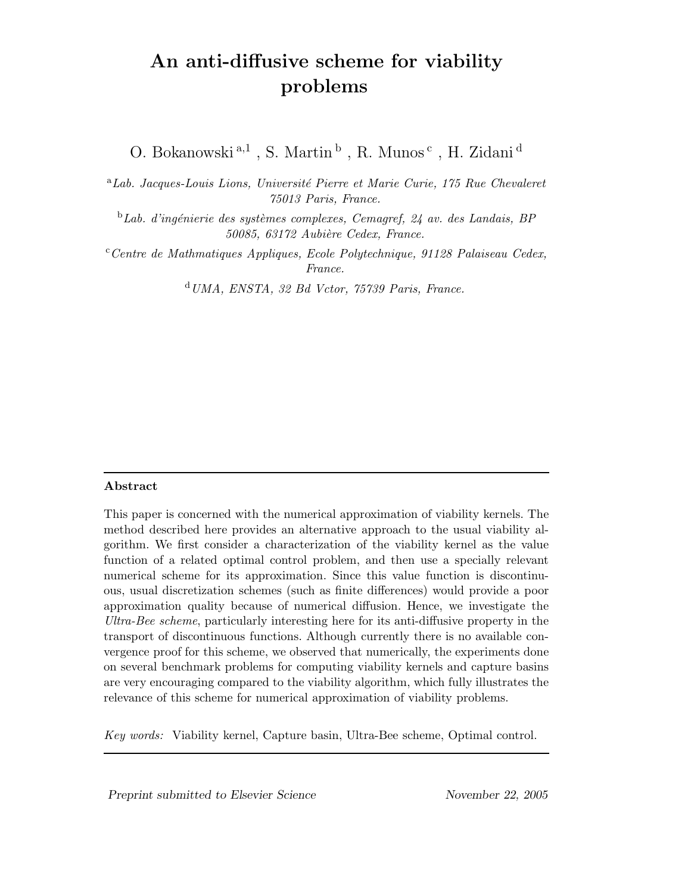# An anti-diffusive scheme for viability problems

O. Bokanowski [a,1] , S. Martin [b] , R. Munos [c] , H. Zidani [d]

[a] *Lab. Jacques-Louis Lions, Université Pierre et Marie Curie, 175 Rue Chevaleret 75013 Paris, France.*

[b] *Lab. d'ingénierie des systèmes complexes, Cemagref, 24 av. des Landais, BP 50085, 63172 Aubière Cedex, France.*

[c] *Centre de Mathmatiques Appliques, Ecole Polytechnique, 91128 Palaiseau Cedex, France.*

[d] *UMA, ENSTA, 32 Bd Vctor, 75739 Paris, France.*

---

**Abstract**

This paper is concerned with the numerical approximation of viability kernels. The method described here provides an alternative approach to the usual viability algorithm. We first consider a characterization of the viability kernel as the value function of a related optimal control problem, and then use a specially relevant numerical scheme for its approximation. Since this value function is discontinuous, usual discretization schemes (such as finite differences) would provide a poor approximation quality because of numerical diffusion. Hence, we investigate the *Ultra-Bee scheme*, particularly interesting here for its anti-diffusive property in the transport of discontinuous functions. Although currently there is no available convergence proof for this scheme, we observed that numerically, the experiments done on several benchmark problems for computing viability kernels and capture basins are very encouraging compared to the viability algorithm, which fully illustrates the relevance of this scheme for numerical approximation of viability problems.

*Key words:* Viability kernel, Capture basin, Ultra-Bee scheme, Optimal control.

---

*Preprint submitted to Elsevier Science* November 22, 2005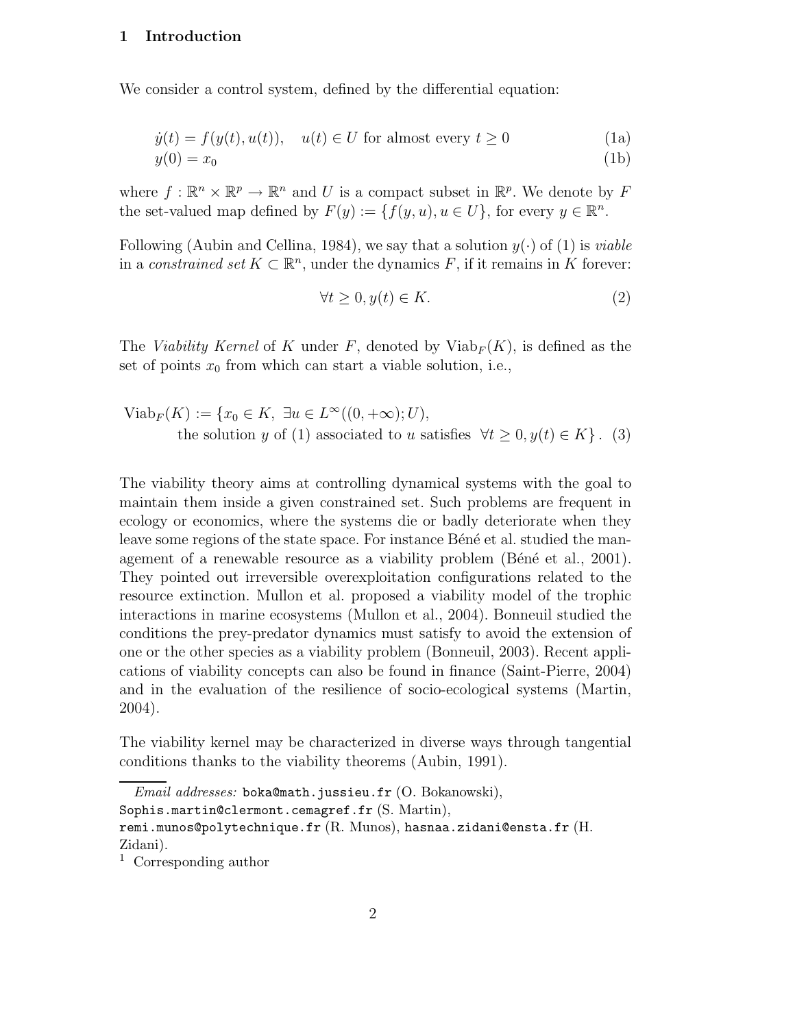## 1 Introduction

We consider a control system, defined by the differential equation:

$$\dot{y}(t) = f(y(t), u(t)), \quad u(t) \in U \text{ for almost every } t \geq 0 \tag{1a}$$

$$y(0) = x_0 \tag{1b}$$

where $f : \mathbb{R}^n \times \mathbb{R}^p \to \mathbb{R}^n$ and $U$ is a compact subset in $\mathbb{R}^p$. We denote by $F$ the set-valued map defined by $F(y) := \{f(y, u), u \in U\}$, for every $y \in \mathbb{R}^n$.

Following (Aubin and Cellina, 1984), we say that a solution $y(\cdot)$ of (1) is *viable* in a *constrained set* $K \subset \mathbb{R}^n$, under the dynamics $F$, if it remains in $K$ forever:

$$\forall t \geq 0, y(t) \in K. \tag{2}$$

The *Viability Kernel* of $K$ under $F$, denoted by $\mathrm{Viab}_F(K)$, is defined as the set of points $x_0$ from which can start a viable solution, i.e.,

$$\begin{aligned} \mathrm{Viab}_F(K) := \{x_0 \in K,\ \exists u \in L^\infty((0, +\infty); U), \\ \text{the solution } y \text{ of (1) associated to } u \text{ satisfies } \forall t \geq 0, y(t) \in K\}. \end{aligned} \tag{3}$$

The viability theory aims at controlling dynamical systems with the goal to maintain them inside a given constrained set. Such problems are frequent in ecology or economics, where the systems die or badly deteriorate when they leave some regions of the state space. For instance Béné et al. studied the management of a renewable resource as a viability problem (Béné et al., 2001). They pointed out irreversible overexploitation configurations related to the resource extinction. Mullon et al. proposed a viability model of the trophic interactions in marine ecosystems (Mullon et al., 2004). Bonneuil studied the conditions the prey-predator dynamics must satisfy to avoid the extension of one or the other species as a viability problem (Bonneuil, 2003). Recent applications of viability concepts can also be found in finance (Saint-Pierre, 2004) and in the evaluation of the resilience of socio-ecological systems (Martin, 2004).

The viability kernel may be characterized in diverse ways through tangential conditions thanks to the viability theorems (Aubin, 1991).

*Email addresses:* boka@math.jussieu.fr (O. Bokanowski), Sophis.martin@clermont.cemagref.fr (S. Martin), remi.munos@polytechnique.fr (R. Munos), hasnaa.zidani@ensta.fr (H. Zidani).

[1] Corresponding author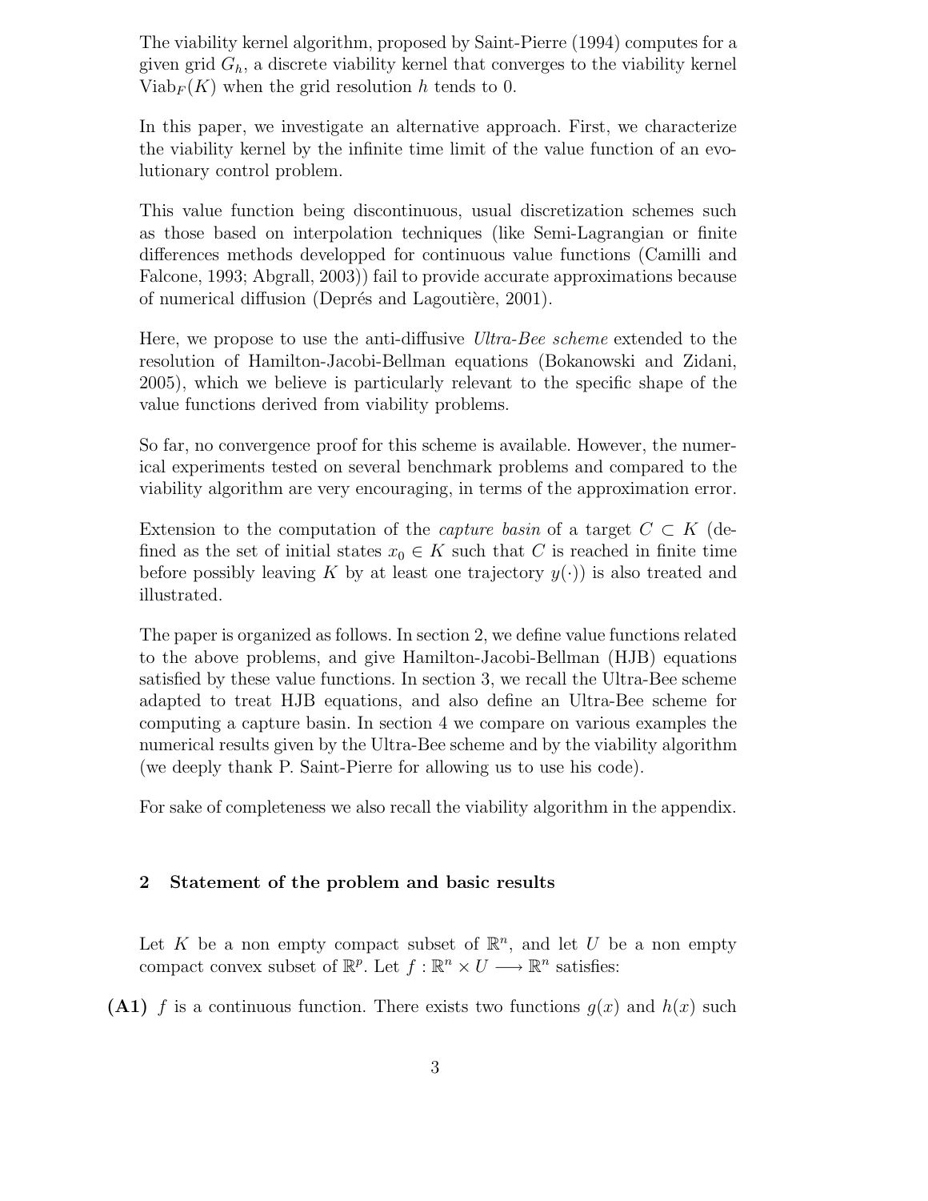The viability kernel algorithm, proposed by Saint-Pierre (1994) computes for a given grid $G_h$, a discrete viability kernel that converges to the viability kernel $\text{Viab}_F(K)$ when the grid resolution $h$ tends to 0.

In this paper, we investigate an alternative approach. First, we characterize the viability kernel by the infinite time limit of the value function of an evolutionary control problem.

This value function being discontinuous, usual discretization schemes such as those based on interpolation techniques (like Semi-Lagrangian or finite differences methods developped for continuous value functions (Camilli and Falcone, 1993; Abgrall, 2003)) fail to provide accurate approximations because of numerical diffusion (Deprés and Lagoutière, 2001).

Here, we propose to use the anti-diffusive *Ultra-Bee scheme* extended to the resolution of Hamilton-Jacobi-Bellman equations (Bokanowski and Zidani, 2005), which we believe is particularly relevant to the specific shape of the value functions derived from viability problems.

So far, no convergence proof for this scheme is available. However, the numerical experiments tested on several benchmark problems and compared to the viability algorithm are very encouraging, in terms of the approximation error.

Extension to the computation of the *capture basin* of a target $C \subset K$ (defined as the set of initial states $x_0 \in K$ such that $C$ is reached in finite time before possibly leaving $K$ by at least one trajectory $y(\cdot)$) is also treated and illustrated.

The paper is organized as follows. In section 2, we define value functions related to the above problems, and give Hamilton-Jacobi-Bellman (HJB) equations satisfied by these value functions. In section 3, we recall the Ultra-Bee scheme adapted to treat HJB equations, and also define an Ultra-Bee scheme for computing a capture basin. In section 4 we compare on various examples the numerical results given by the Ultra-Bee scheme and by the viability algorithm (we deeply thank P. Saint-Pierre for allowing us to use his code).

For sake of completeness we also recall the viability algorithm in the appendix.

## 2 Statement of the problem and basic results

Let $K$ be a non empty compact subset of $\mathbb{R}^n$, and let $U$ be a non empty compact convex subset of $\mathbb{R}^p$. Let $f : \mathbb{R}^n \times U \longrightarrow \mathbb{R}^n$ satisfies:

**(A1)** $f$ is a continuous function. There exists two functions $g(x)$ and $h(x)$ such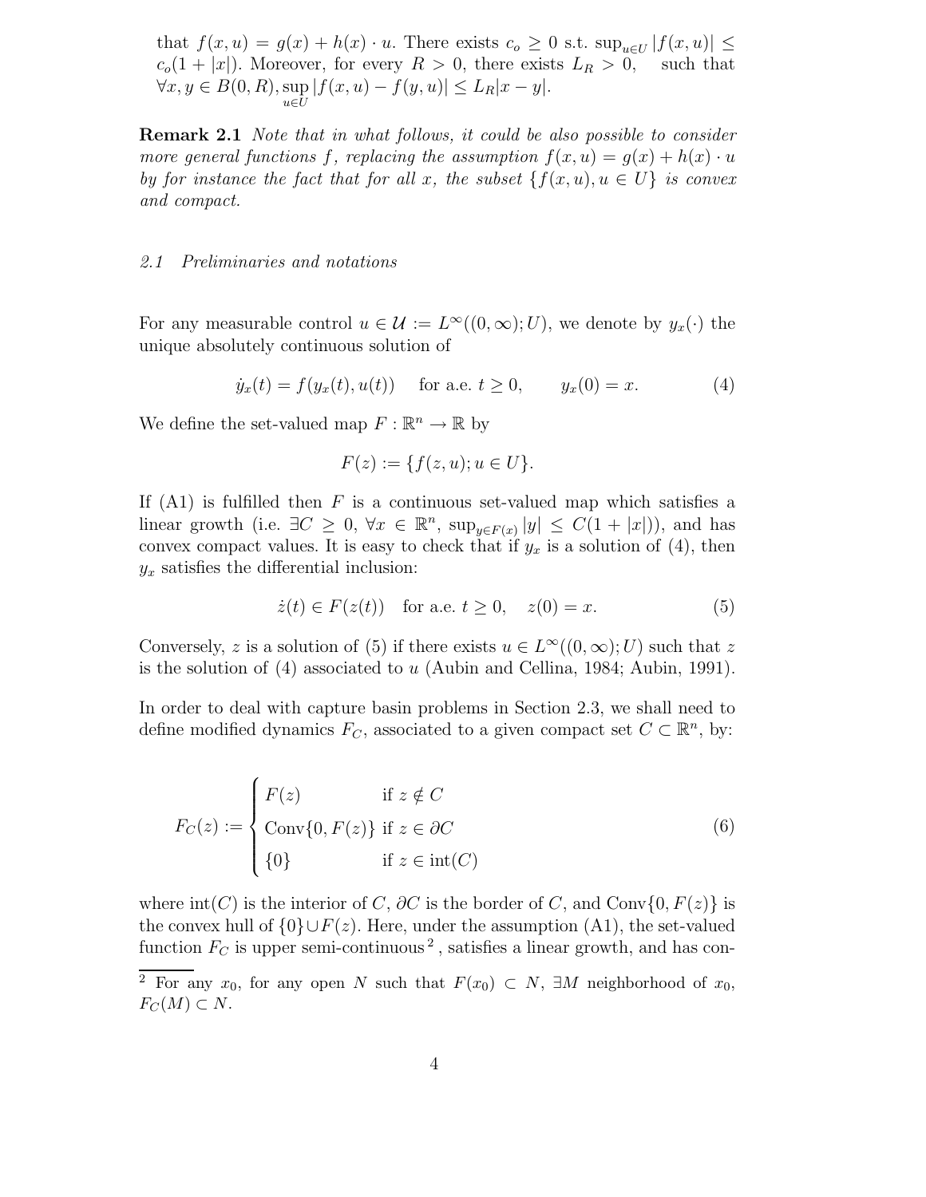that $f(x,u) = g(x) + h(x) \cdot u$. There exists $c_o \geq 0$ s.t. $\sup_{u \in U} |f(x,u)| \leq c_o(1 + |x|)$. Moreover, for every $R > 0$, there exists $L_R > 0$, such that $\forall x, y \in B(0,R), \sup_{u \in U} |f(x,u) - f(y,u)| \leq L_R |x - y|$.

**Remark 2.1** *Note that in what follows, it could be also possible to consider more general functions $f$, replacing the assumption $f(x,u) = g(x) + h(x) \cdot u$ by for instance the fact that for all $x$, the subset $\{f(x,u), u \in U\}$ is convex and compact.*

### *2.1 Preliminaries and notations*

For any measurable control $u \in \mathcal{U} := L^\infty((0,\infty); U)$, we denote by $y_x(\cdot)$ the unique absolutely continuous solution of

$$\dot{y}_x(t) = f(y_x(t), u(t)) \quad \text{for a.e. } t \geq 0, \qquad y_x(0) = x. \tag{4}$$

We define the set-valued map $F : \mathbb{R}^n \to \mathbb{R}$ by

$$F(z) := \{f(z,u); u \in U\}.$$

If (A1) is fulfilled then $F$ is a continuous set-valued map which satisfies a linear growth (i.e. $\exists C \geq 0$, $\forall x \in \mathbb{R}^n$, $\sup_{y \in F(x)} |y| \leq C(1 + |x|)$), and has convex compact values. It is easy to check that if $y_x$ is a solution of (4), then $y_x$ satisfies the differential inclusion:

$$\dot{z}(t) \in F(z(t)) \quad \text{for a.e. } t \geq 0, \quad z(0) = x. \tag{5}$$

Conversely, $z$ is a solution of (5) if there exists $u \in L^\infty((0,\infty); U)$ such that $z$ is the solution of (4) associated to $u$ (Aubin and Cellina, 1984; Aubin, 1991).

In order to deal with capture basin problems in Section 2.3, we shall need to define modified dynamics $F_C$, associated to a given compact set $C \subset \mathbb{R}^n$, by:

$$F_C(z) := \begin{cases} F(z) & \text{if } z \notin C \\ \mathrm{Conv}\{0, F(z)\} & \text{if } z \in \partial C \\ \{0\} & \text{if } z \in \mathrm{int}(C) \end{cases} \tag{6}$$

where $\mathrm{int}(C)$ is the interior of $C$, $\partial C$ is the border of $C$, and $\mathrm{Conv}\{0, F(z)\}$ is the convex hull of $\{0\} \cup F(z)$. Here, under the assumption (A1), the set-valued function $F_C$ is upper semi-continuous [2], satisfies a linear growth, and has con-

[2] For any $x_0$, for any open $N$ such that $F(x_0) \subset N$, $\exists M$ neighborhood of $x_0$, $F_C(M) \subset N$.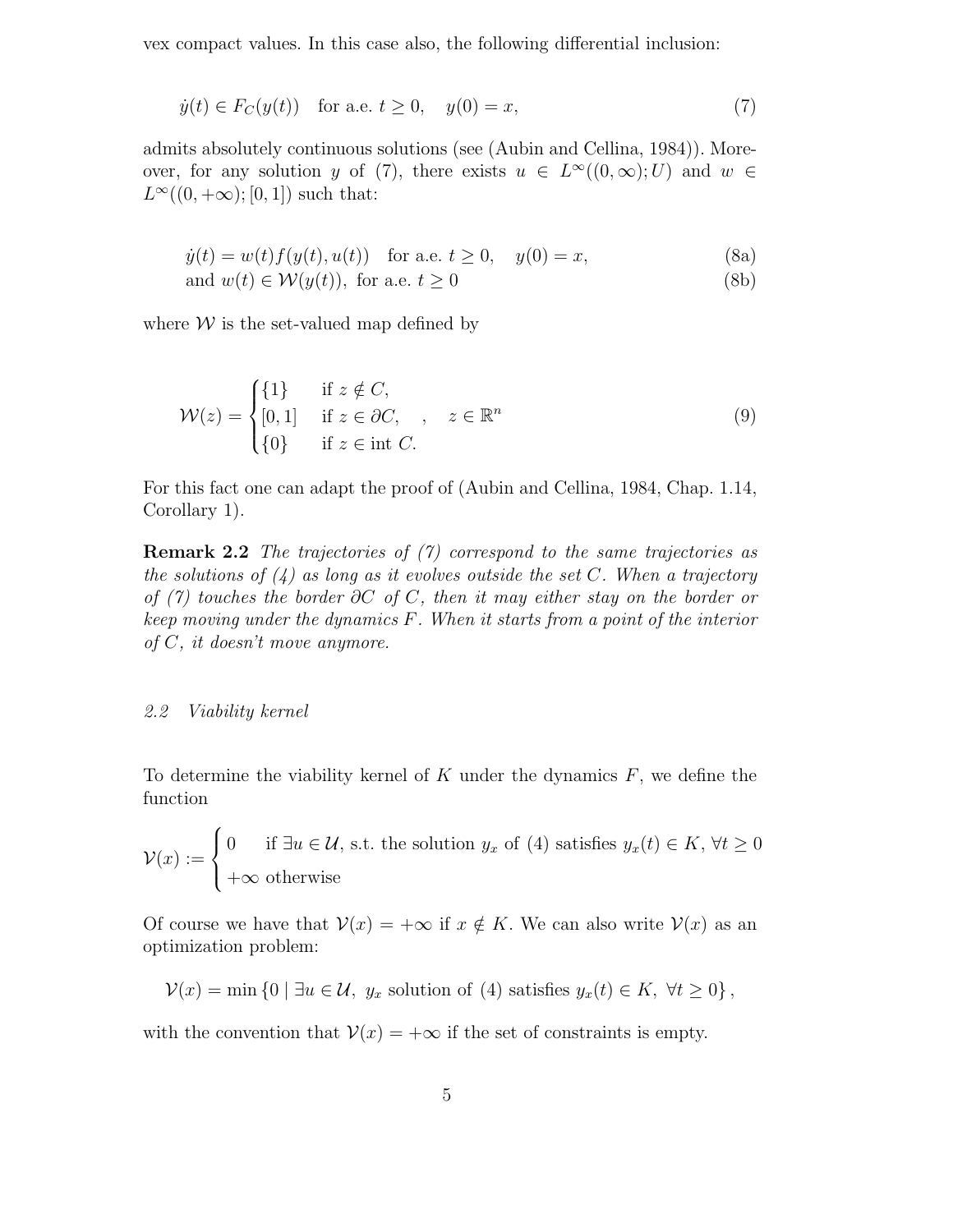vex compact values. In this case also, the following differential inclusion:

$$\dot{y}(t) \in F_C(y(t)) \quad \text{for a.e. } t \geq 0, \quad y(0) = x, \tag{7}$$

admits absolutely continuous solutions (see (Aubin and Cellina, 1984)). Moreover, for any solution $y$ of (7), there exists $u \in L^\infty((0, \infty); U)$ and $w \in L^\infty((0, +\infty); [0, 1])$ such that:

$$\dot{y}(t) = w(t) f(y(t), u(t)) \quad \text{for a.e. } t \geq 0, \quad y(0) = x, \tag{8a}$$

$$\text{and } w(t) \in \mathcal{W}(y(t)), \text{ for a.e. } t \geq 0 \tag{8b}$$

where $\mathcal{W}$ is the set-valued map defined by

$$\mathcal{W}(z) = \begin{cases} \{1\} & \text{if } z \notin C, \\ [0, 1] & \text{if } z \in \partial C, \\ \{0\} & \text{if } z \in \text{int } C. \end{cases}, \quad z \in \mathbb{R}^n \tag{9}$$

For this fact one can adapt the proof of (Aubin and Cellina, 1984, Chap. 1.14, Corollary 1).

**Remark 2.2** *The trajectories of (7) correspond to the same trajectories as the solutions of (4) as long as it evolves outside the set $C$. When a trajectory of (7) touches the border $\partial C$ of $C$, then it may either stay on the border or keep moving under the dynamics $F$. When it starts from a point of the interior of $C$, it doesn't move anymore.*

### *2.2 Viability kernel*

To determine the viability kernel of $K$ under the dynamics $F$, we define the function

$$\mathcal{V}(x) := \begin{cases} 0 & \text{if } \exists u \in \mathcal{U}, \text{ s.t. the solution } y_x \text{ of (4) satisfies } y_x(t) \in K, \ \forall t \geq 0 \\ +\infty & \text{otherwise} \end{cases}$$

Of course we have that $\mathcal{V}(x) = +\infty$ if $x \notin K$. We can also write $\mathcal{V}(x)$ as an optimization problem:

$$\mathcal{V}(x) = \min \{0 \mid \exists u \in \mathcal{U}, \ y_x \text{ solution of (4) satisfies } y_x(t) \in K, \ \forall t \geq 0\},$$

with the convention that $\mathcal{V}(x) = +\infty$ if the set of constraints is empty.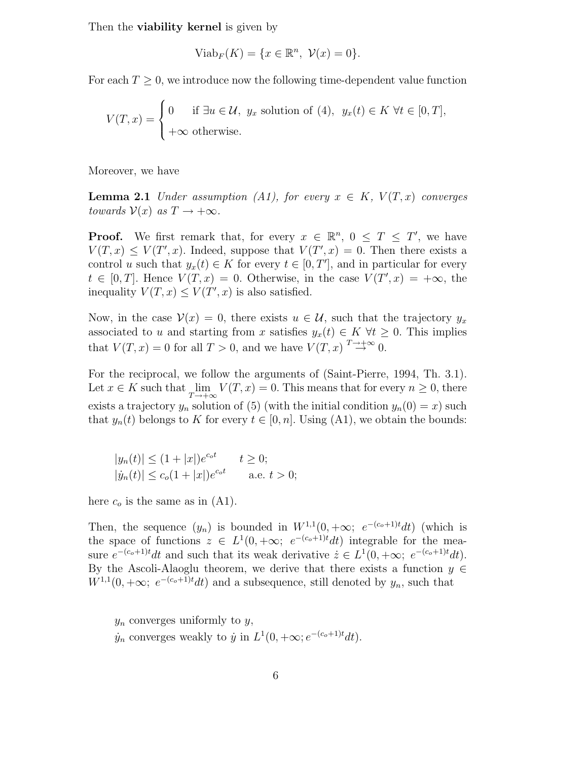Then the **viability kernel** is given by

$$\mathrm{Viab}_F(K) = \{x \in \mathbb{R}^n,\ \mathcal{V}(x) = 0\}.$$

For each $T \geq 0$, we introduce now the following time-dependent value function

$$V(T,x) = \begin{cases} 0 & \text{if } \exists u \in \mathcal{U},\ y_x \text{ solution of (4)},\ \ y_x(t) \in K\ \forall t \in [0,T], \\ +\infty & \text{otherwise.} \end{cases}$$

Moreover, we have

**Lemma 2.1** *Under assumption (A1), for every $x \in K$, $V(T,x)$ converges towards $\mathcal{V}(x)$ as $T \to +\infty$.*

**Proof.** We first remark that, for every $x \in \mathbb{R}^n$, $0 \leq T \leq T'$, we have $V(T,x) \leq V(T',x)$. Indeed, suppose that $V(T',x) = 0$. Then there exists a control $u$ such that $y_x(t) \in K$ for every $t \in [0,T']$, and in particular for every $t \in [0,T]$. Hence $V(T,x) = 0$. Otherwise, in the case $V(T',x) = +\infty$, the inequality $V(T,x) \leq V(T',x)$ is also satisfied.

Now, in the case $\mathcal{V}(x) = 0$, there exists $u \in \mathcal{U}$, such that the trajectory $y_x$ associated to $u$ and starting from $x$ satisfies $y_x(t) \in K\ \forall t \geq 0$. This implies that $V(T,x) = 0$ for all $T > 0$, and we have $V(T,x) \overset{T\to+\infty}{\to} 0$.

For the reciprocal, we follow the arguments of (Saint-Pierre, 1994, Th. 3.1). Let $x \in K$ such that $\lim_{T\to+\infty} V(T,x) = 0$. This means that for every $n \geq 0$, there exists a trajectory $y_n$ solution of (5) (with the initial condition $y_n(0) = x$) such that $y_n(t)$ belongs to $K$ for every $t \in [0,n]$. Using (A1), we obtain the bounds:

$$|y_n(t)| \leq (1+|x|)e^{c_o t} \qquad t \geq 0;$$
$$|\dot{y}_n(t)| \leq c_o(1+|x|)e^{c_o t} \qquad \text{a.e. } t > 0;$$

here $c_o$ is the same as in (A1).

Then, the sequence $(y_n)$ is bounded in $W^{1,1}(0,+\infty;\ e^{-(c_o+1)t}dt)$ (which is the space of functions $z \in L^1(0,+\infty;\ e^{-(c_o+1)t}dt)$ integrable for the measure $e^{-(c_o+1)t}dt$ and such that its weak derivative $\dot{z} \in L^1(0,+\infty;\ e^{-(c_o+1)t}dt)$. By the Ascoli-Alaoglu theorem, we derive that there exists a function $y \in W^{1,1}(0,+\infty;\ e^{-(c_o+1)t}dt)$ and a subsequence, still denoted by $y_n$, such that

$y_n$ converges uniformly to $y$,
$\dot{y}_n$ converges weakly to $\dot{y}$ in $L^1(0,+\infty; e^{-(c_o+1)t}dt)$.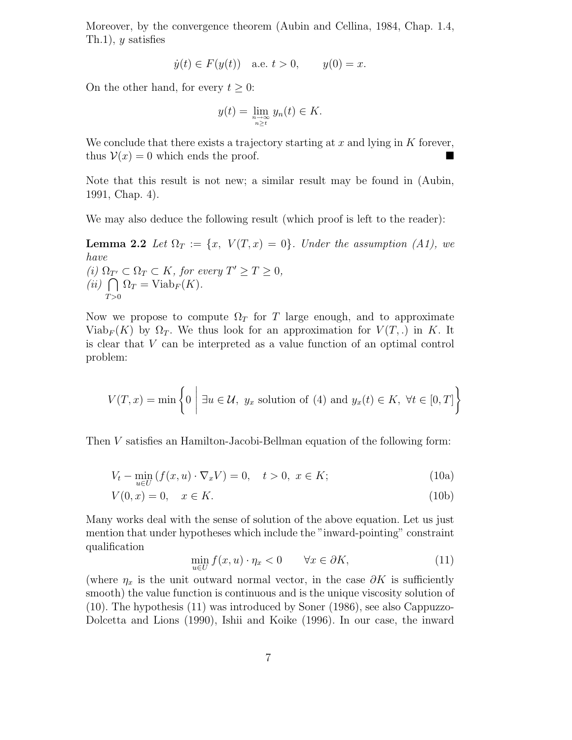Moreover, by the convergence theorem (Aubin and Cellina, 1984, Chap. 1.4, Th.1), $y$ satisfies

$$\dot{y}(t) \in F(y(t)) \quad \text{a.e. } t > 0, \qquad y(0) = x.$$

On the other hand, for every $t \geq 0$:

$$y(t) = \lim_{\substack{n \to \infty \\ n \geq t}} y_n(t) \in K.$$

We conclude that there exists a trajectory starting at $x$ and lying in $K$ forever, thus $\mathcal{V}(x) = 0$ which ends the proof. ∎

Note that this result is not new; a similar result may be found in (Aubin, 1991, Chap. 4).

We may also deduce the following result (which proof is left to the reader):

**Lemma 2.2** *Let $\Omega_T := \{x,\ V(T,x) = 0\}$. Under the assumption (A1), we have*
*(i) $\Omega_{T'} \subset \Omega_T \subset K$, for every $T' \geq T \geq 0$,*
*(ii) $\bigcap_{T>0} \Omega_T = \mathrm{Viab}_F(K)$.*

Now we propose to compute $\Omega_T$ for $T$ large enough, and to approximate $\mathrm{Viab}_F(K)$ by $\Omega_T$. We thus look for an approximation for $V(T,.)$ in $K$. It is clear that $V$ can be interpreted as a value function of an optimal control problem:

$$V(T,x) = \min \left\{ 0 \;\middle|\; \exists u \in \mathcal{U},\ y_x \text{ solution of (4) and } y_x(t) \in K,\ \forall t \in [0,T] \right\}$$

Then $V$ satisfies an Hamilton-Jacobi-Bellman equation of the following form:

$$V_t - \min_{u \in U} \left( f(x,u) \cdot \nabla_x V \right) = 0, \quad t > 0,\ x \in K; \tag{10a}$$

$$V(0,x) = 0, \quad x \in K. \tag{10b}$$

Many works deal with the sense of solution of the above equation. Let us just mention that under hypotheses which include the "inward-pointing" constraint qualification

$$\min_{u \in U} f(x,u) \cdot \eta_x < 0 \qquad \forall x \in \partial K, \tag{11}$$

(where $\eta_x$ is the unit outward normal vector, in the case $\partial K$ is sufficiently smooth) the value function is continuous and is the unique viscosity solution of (10). The hypothesis (11) was introduced by Soner (1986), see also Cappuzzo-Dolcetta and Lions (1990), Ishii and Koike (1996). In our case, the inward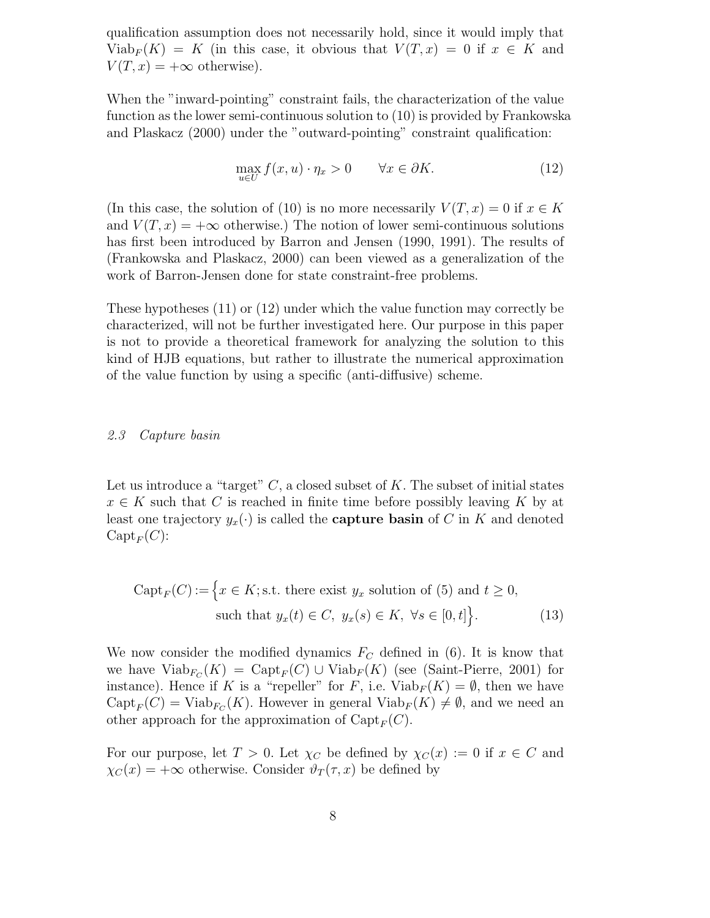qualification assumption does not necessarily hold, since it would imply that $\text{Viab}_F(K) = K$ (in this case, it obvious that $V(T,x) = 0$ if $x \in K$ and $V(T,x) = +\infty$ otherwise).

When the "inward-pointing" constraint fails, the characterization of the value function as the lower semi-continuous solution to (10) is provided by Frankowska and Plaskacz (2000) under the "outward-pointing" constraint qualification:

$$\max_{u \in U} f(x,u) \cdot \eta_x > 0 \qquad \forall x \in \partial K. \tag{12}$$

(In this case, the solution of (10) is no more necessarily $V(T,x) = 0$ if $x \in K$ and $V(T,x) = +\infty$ otherwise.) The notion of lower semi-continuous solutions has first been introduced by Barron and Jensen (1990, 1991). The results of (Frankowska and Plaskacz, 2000) can been viewed as a generalization of the work of Barron-Jensen done for state constraint-free problems.

These hypotheses (11) or (12) under which the value function may correctly be characterized, will not be further investigated here. Our purpose in this paper is not to provide a theoretical framework for analyzing the solution to this kind of HJB equations, but rather to illustrate the numerical approximation of the value function by using a specific (anti-diffusive) scheme.

### *2.3 Capture basin*

Let us introduce a "target" $C$, a closed subset of $K$. The subset of initial states $x \in K$ such that $C$ is reached in finite time before possibly leaving $K$ by at least one trajectory $y_x(\cdot)$ is called the **capture basin** of $C$ in $K$ and denoted $\text{Capt}_F(C)$:

$$\begin{aligned}\text{Capt}_F(C) := \Big\{ & x \in K; \text{s.t. there exist } y_x \text{ solution of (5) and } t \geq 0, \\ & \text{such that } y_x(t) \in C,\ y_x(s) \in K,\ \forall s \in [0,t] \Big\}.\end{aligned} \tag{13}$$

We now consider the modified dynamics $F_C$ defined in (6). It is know that we have $\text{Viab}_{F_C}(K) = \text{Capt}_F(C) \cup \text{Viab}_F(K)$ (see (Saint-Pierre, 2001) for instance). Hence if $K$ is a "repeller" for $F$, i.e. $\text{Viab}_F(K) = \emptyset$, then we have $\text{Capt}_F(C) = \text{Viab}_{F_C}(K)$. However in general $\text{Viab}_F(K) \neq \emptyset$, and we need an other approach for the approximation of $\text{Capt}_F(C)$.

For our purpose, let $T > 0$. Let $\chi_C$ be defined by $\chi_C(x) := 0$ if $x \in C$ and $\chi_C(x) = +\infty$ otherwise. Consider $\vartheta_T(\tau, x)$ be defined by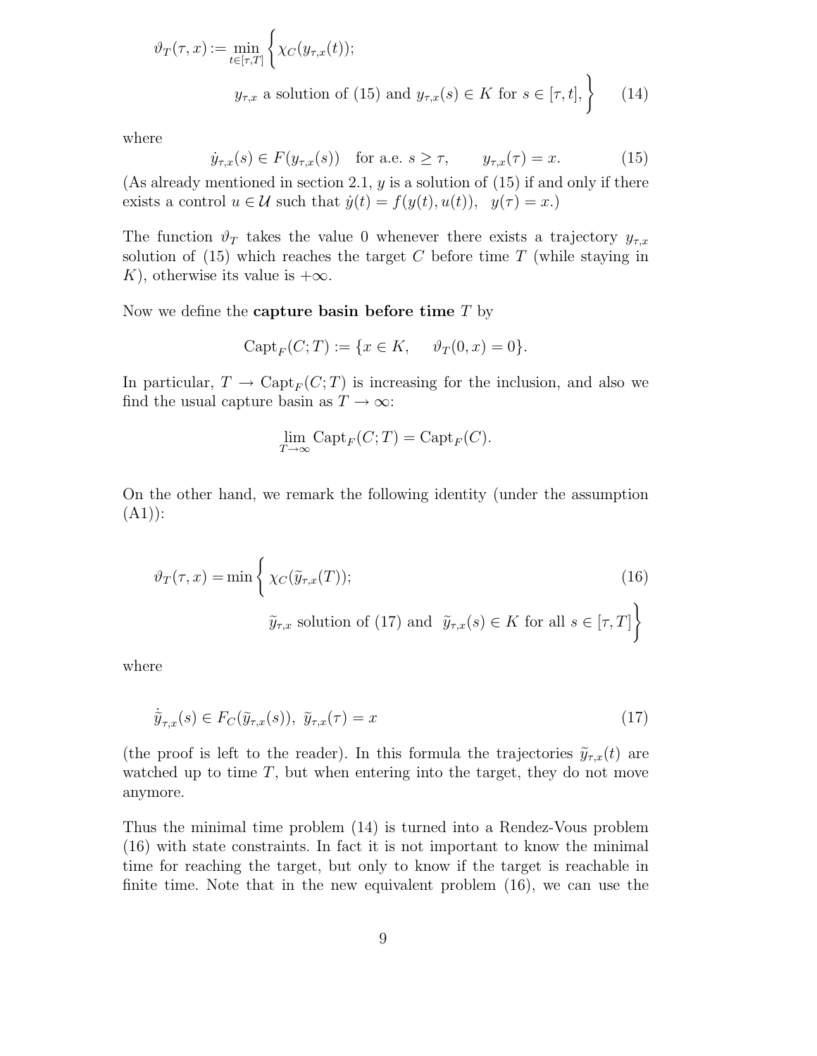$$
\vartheta_T(\tau,x) := \min_{t\in[\tau,T]} \left\{ \chi_C(y_{\tau,x}(t)); \right.
$$
$$
\left. y_{\tau,x} \text{ a solution of (15) and } y_{\tau,x}(s)\in K \text{ for } s\in[\tau,t], \right\} \tag{14}
$$

where

$$
\dot y_{\tau,x}(s) \in F(y_{\tau,x}(s)) \quad \text{for a.e. } s\geq \tau, \qquad y_{\tau,x}(\tau)=x. \tag{15}
$$

(As already mentioned in section 2.1, $y$ is a solution of (15) if and only if there exists a control $u\in\mathcal{U}$ such that $\dot y(t)=f(y(t),u(t)),\ \ y(\tau)=x$.)

The function $\vartheta_T$ takes the value 0 whenever there exists a trajectory $y_{\tau,x}$ solution of (15) which reaches the target $C$ before time $T$ (while staying in $K$), otherwise its value is $+\infty$.

Now we define the **capture basin before time** $T$ by

$$
\mathrm{Capt}_F(C;T) := \{x\in K, \quad \vartheta_T(0,x)=0\}.
$$

In particular, $T\to \mathrm{Capt}_F(C;T)$ is increasing for the inclusion, and also we find the usual capture basin as $T\to\infty$:

$$
\lim_{T\to\infty} \mathrm{Capt}_F(C;T) = \mathrm{Capt}_F(C).
$$

On the other hand, we remark the following identity (under the assumption (A1)):

$$
\vartheta_T(\tau,x) = \min \left\{ \chi_C(\widetilde y_{\tau,x}(T)); \right. \tag{16}
$$
$$
\left. \widetilde y_{\tau,x} \text{ solution of (17) and } \widetilde y_{\tau,x}(s)\in K \text{ for all } s\in[\tau,T] \right\}
$$

where

$$
\dot{\widetilde y}_{\tau,x}(s) \in F_C(\widetilde y_{\tau,x}(s)),\ \widetilde y_{\tau,x}(\tau)=x \tag{17}
$$

(the proof is left to the reader). In this formula the trajectories $\widetilde y_{\tau,x}(t)$ are watched up to time $T$, but when entering into the target, they do not move anymore.

Thus the minimal time problem (14) is turned into a Rendez-Vous problem (16) with state constraints. In fact it is not important to know the minimal time for reaching the target, but only to know if the target is reachable in finite time. Note that in the new equivalent problem (16), we can use the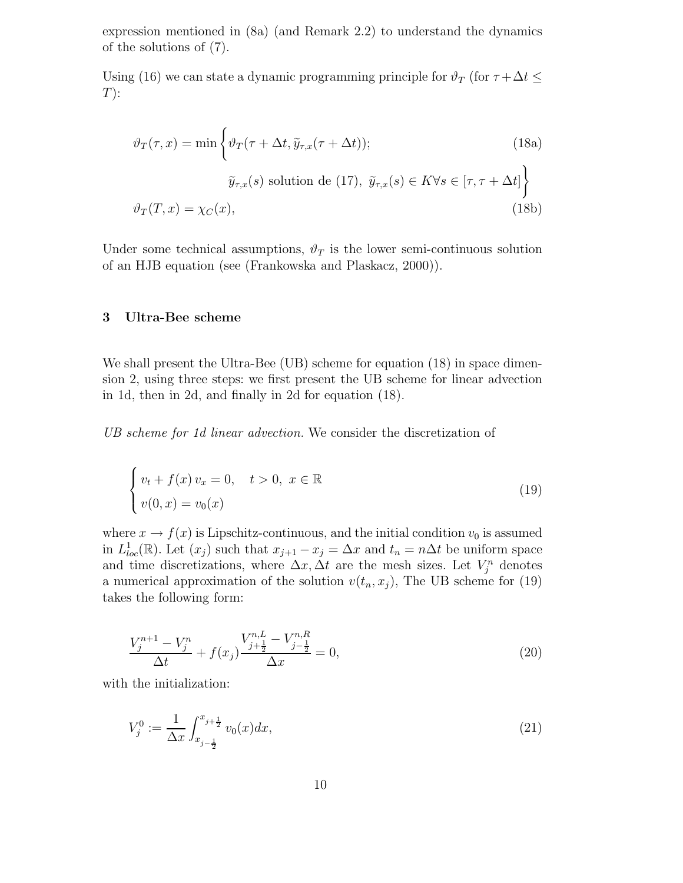expression mentioned in (8a) (and Remark 2.2) to understand the dynamics of the solutions of (7).

Using (16) we can state a dynamic programming principle for $\vartheta_T$ (for $\tau+\Delta t \leq T$):

$$
\vartheta_T(\tau,x) = \min\Big\{\vartheta_T(\tau+\Delta t, \widetilde{y}_{\tau,x}(\tau+\Delta t)); \qquad \widetilde{y}_{\tau,x}(s) \text{ solution de (17)},\ \widetilde{y}_{\tau,x}(s) \in K \forall s \in [\tau,\tau+\Delta t]\Big\} \tag{18a}
$$

$$
\vartheta_T(T,x) = \chi_C(x), \tag{18b}
$$

Under some technical assumptions, $\vartheta_T$ is the lower semi-continuous solution of an HJB equation (see (Frankowska and Plaskacz, 2000)).

## 3 Ultra-Bee scheme

We shall present the Ultra-Bee (UB) scheme for equation (18) in space dimension 2, using three steps: we first present the UB scheme for linear advection in 1d, then in 2d, and finally in 2d for equation (18).

*UB scheme for 1d linear advection.* We consider the discretization of

$$
\begin{cases}
v_t + f(x)\, v_x = 0, \quad t>0,\ x \in \mathbb{R} \\
v(0,x) = v_0(x)
\end{cases} \tag{19}
$$

where $x \to f(x)$ is Lipschitz-continuous, and the initial condition $v_0$ is assumed in $L^1_{loc}(\mathbb{R})$. Let $(x_j)$ such that $x_{j+1} - x_j = \Delta x$ and $t_n = n\Delta t$ be uniform space and time discretizations, where $\Delta x, \Delta t$ are the mesh sizes. Let $V_j^n$ denotes a numerical approximation of the solution $v(t_n, x_j)$, The UB scheme for (19) takes the following form:

$$
\frac{V_j^{n+1} - V_j^n}{\Delta t} + f(x_j)\frac{V^{n,L}_{j+\frac{1}{2}} - V^{n,R}_{j-\frac{1}{2}}}{\Delta x} = 0, \tag{20}
$$

with the initialization:

$$
V_j^0 := \frac{1}{\Delta x}\int_{x_{j-\frac{1}{2}}}^{x_{j+\frac{1}{2}}} v_0(x)dx, \tag{21}
$$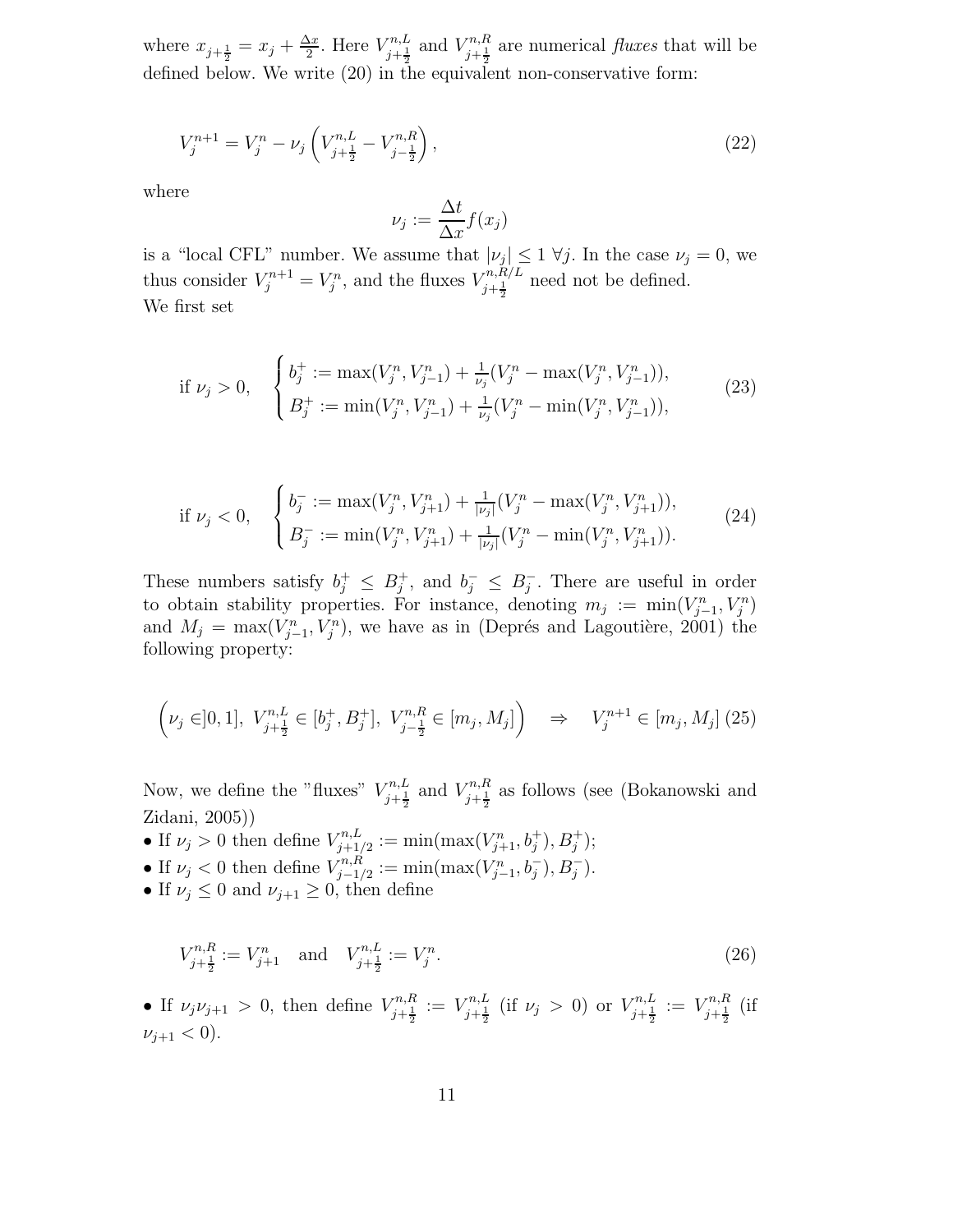where $x_{j+\frac{1}{2}} = x_j + \frac{\Delta x}{2}$. Here $V^{n,L}_{j+\frac{1}{2}}$ and $V^{n,R}_{j+\frac{1}{2}}$ are numerical *fluxes* that will be defined below. We write (20) in the equivalent non-conservative form:

$$V_j^{n+1} = V_j^n - \nu_j \left( V^{n,L}_{j+\frac{1}{2}} - V^{n,R}_{j-\frac{1}{2}} \right), \tag{22}$$

where

$$\nu_j := \frac{\Delta t}{\Delta x} f(x_j)$$

is a "local CFL" number. We assume that $|\nu_j| \leq 1 \ \forall j$. In the case $\nu_j = 0$, we thus consider $V_j^{n+1} = V_j^n$, and the fluxes $V^{n,R/L}_{j+\frac{1}{2}}$ need not be defined.
We first set

$$\text{if } \nu_j > 0, \quad \begin{cases} b_j^+ := \max(V_j^n, V_{j-1}^n) + \frac{1}{\nu_j}(V_j^n - \max(V_j^n, V_{j-1}^n)), \\ B_j^+ := \min(V_j^n, V_{j-1}^n) + \frac{1}{\nu_j}(V_j^n - \min(V_j^n, V_{j-1}^n)), \end{cases} \tag{23}$$

$$\text{if } \nu_j < 0, \quad \begin{cases} b_j^- := \max(V_j^n, V_{j+1}^n) + \frac{1}{|\nu_j|}(V_j^n - \max(V_j^n, V_{j+1}^n)), \\ B_j^- := \min(V_j^n, V_{j+1}^n) + \frac{1}{|\nu_j|}(V_j^n - \min(V_j^n, V_{j+1}^n)). \end{cases} \tag{24}$$

These numbers satisfy $b_j^+ \leq B_j^+$, and $b_j^- \leq B_j^-$. There are useful in order to obtain stability properties. For instance, denoting $m_j := \min(V_{j-1}^n, V_j^n)$ and $M_j = \max(V_{j-1}^n, V_j^n)$, we have as in (Deprés and Lagoutière, 2001) the following property:

$$\left( \nu_j \in ]0,1], \ V^{n,L}_{j+\frac{1}{2}} \in [b_j^+, B_j^+], \ V^{n,R}_{j-\frac{1}{2}} \in [m_j, M_j] \right) \quad \Rightarrow \quad V_j^{n+1} \in [m_j, M_j] \tag{25}$$

Now, we define the "fluxes" $V^{n,L}_{j+\frac{1}{2}}$ and $V^{n,R}_{j+\frac{1}{2}}$ as follows (see (Bokanowski and Zidani, 2005))

- If $\nu_j > 0$ then define $V^{n,L}_{j+1/2} := \min(\max(V_{j+1}^n, b_j^+), B_j^+)$;
- If $\nu_j < 0$ then define $V^{n,R}_{j-1/2} := \min(\max(V_{j-1}^n, b_j^-), B_j^-)$.
- If $\nu_j \leq 0$ and $\nu_{j+1} \geq 0$, then define

$$V^{n,R}_{j+\frac{1}{2}} := V_{j+1}^n \quad \text{and} \quad V^{n,L}_{j+\frac{1}{2}} := V_j^n. \tag{26}$$

- If $\nu_j \nu_{j+1} > 0$, then define $V^{n,R}_{j+\frac{1}{2}} := V^{n,L}_{j+\frac{1}{2}}$ (if $\nu_j > 0$) or $V^{n,L}_{j+\frac{1}{2}} := V^{n,R}_{j+\frac{1}{2}}$ (if $\nu_{j+1} < 0$).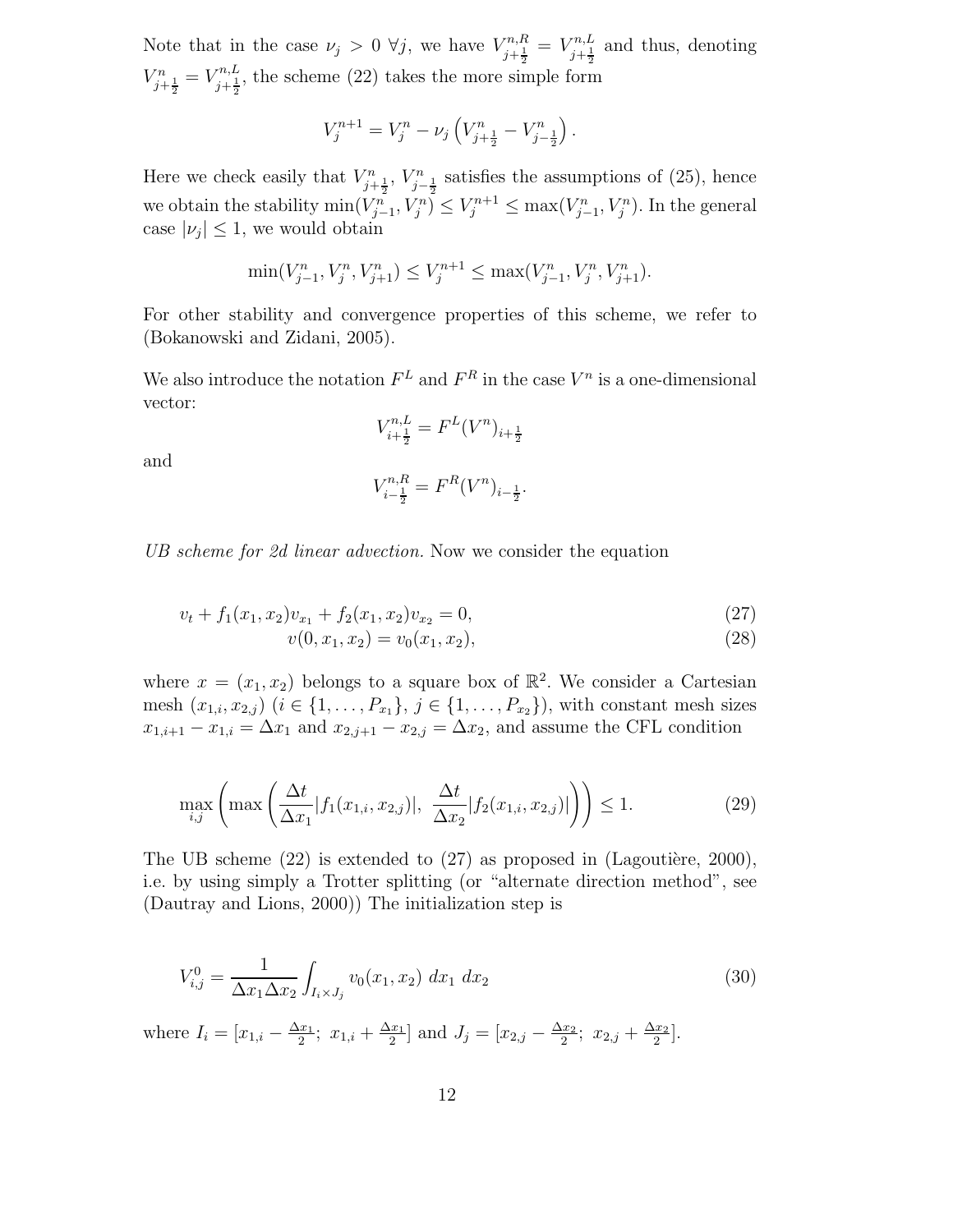Note that in the case $\nu_j > 0 \ \forall j$, we have $V^{n,R}_{j+\frac{1}{2}} = V^{n,L}_{j+\frac{1}{2}}$ and thus, denoting $V^{n}_{j+\frac{1}{2}} = V^{n,L}_{j+\frac{1}{2}}$, the scheme (22) takes the more simple form

$$V_j^{n+1} = V_j^n - \nu_j \left( V^n_{j+\frac{1}{2}} - V^n_{j-\frac{1}{2}} \right).$$

Here we check easily that $V^n_{j+\frac{1}{2}}$, $V^n_{j-\frac{1}{2}}$ satisfies the assumptions of (25), hence we obtain the stability $\min(V^n_{j-1}, V^n_j) \leq V^{n+1}_j \leq \max(V^n_{j-1}, V^n_j)$. In the general case $|\nu_j| \leq 1$, we would obtain

$$\min(V^n_{j-1}, V^n_j, V^n_{j+1}) \leq V^{n+1}_j \leq \max(V^n_{j-1}, V^n_j, V^n_{j+1}).$$

For other stability and convergence properties of this scheme, we refer to (Bokanowski and Zidani, 2005).

We also introduce the notation $F^L$ and $F^R$ in the case $V^n$ is a one-dimensional vector:

$$V^{n,L}_{i+\frac{1}{2}} = F^L(V^n)_{i+\frac{1}{2}}$$

and

$$V^{n,R}_{i-\frac{1}{2}} = F^R(V^n)_{i-\frac{1}{2}}.$$

*UB scheme for 2d linear advection.* Now we consider the equation

$$v_t + f_1(x_1, x_2) v_{x_1} + f_2(x_1, x_2) v_{x_2} = 0, \tag{27}$$

$$v(0, x_1, x_2) = v_0(x_1, x_2), \tag{28}$$

where $x = (x_1, x_2)$ belongs to a square box of $\mathbb{R}^2$. We consider a Cartesian mesh $(x_{1,i}, x_{2,j})$ ($i \in \{1, \ldots, P_{x_1}\}$, $j \in \{1, \ldots, P_{x_2}\}$), with constant mesh sizes $x_{1,i+1} - x_{1,i} = \Delta x_1$ and $x_{2,j+1} - x_{2,j} = \Delta x_2$, and assume the CFL condition

$$\max_{i,j} \left( \max \left( \frac{\Delta t}{\Delta x_1} |f_1(x_{1,i}, x_{2,j})|, \ \frac{\Delta t}{\Delta x_2} |f_2(x_{1,i}, x_{2,j})| \right) \right) \leq 1. \tag{29}$$

The UB scheme (22) is extended to (27) as proposed in (Lagoutière, 2000), i.e. by using simply a Trotter splitting (or "alternate direction method", see (Dautray and Lions, 2000)) The initialization step is

$$V^0_{i,j} = \frac{1}{\Delta x_1 \Delta x_2} \int_{I_i \times J_j} v_0(x_1, x_2) \ dx_1 \ dx_2 \tag{30}$$

where $I_i = [x_{1,i} - \frac{\Delta x_1}{2}; \ x_{1,i} + \frac{\Delta x_1}{2}]$ and $J_j = [x_{2,j} - \frac{\Delta x_2}{2}; \ x_{2,j} + \frac{\Delta x_2}{2}]$.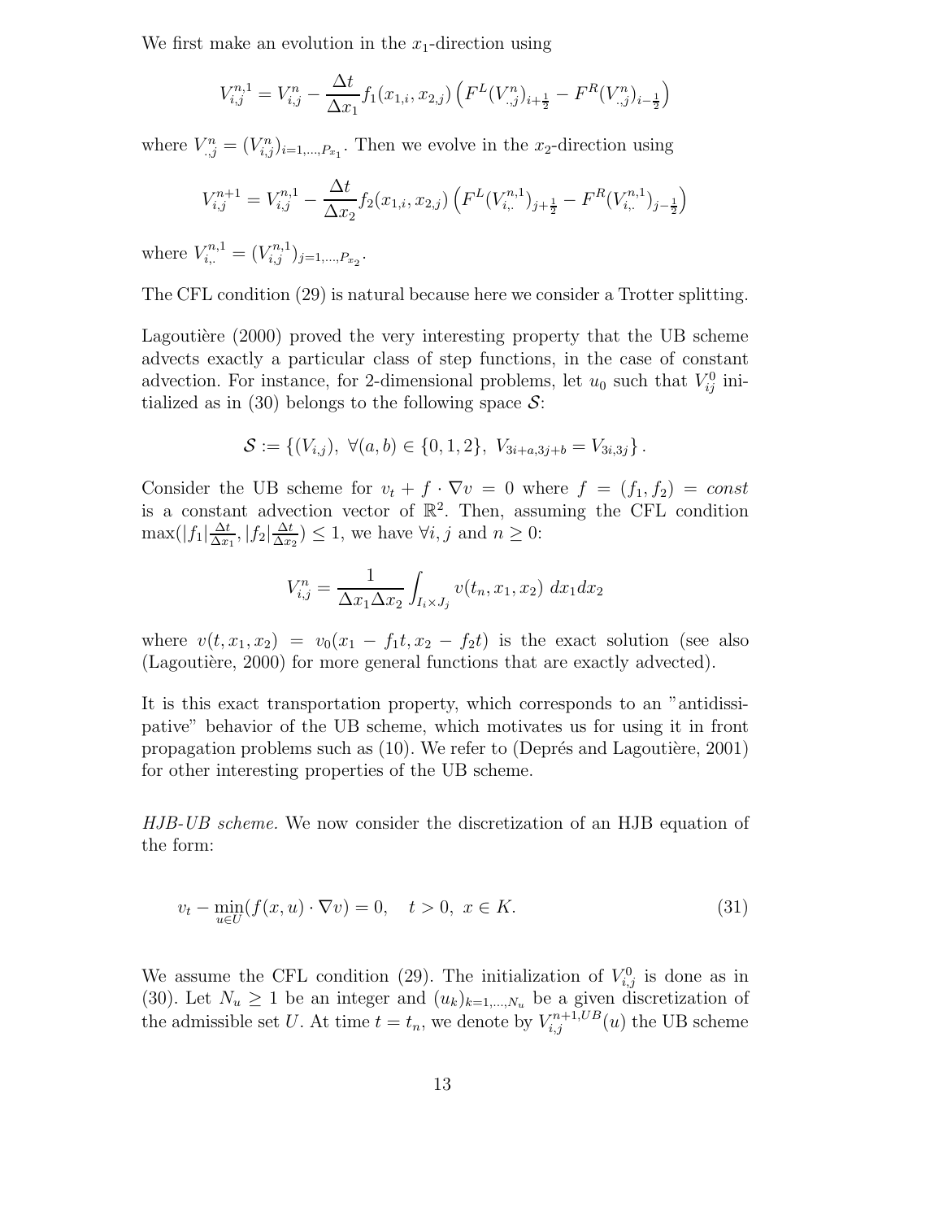We first make an evolution in the $x_1$-direction using

$$V_{i,j}^{n,1} = V_{i,j}^n - \frac{\Delta t}{\Delta x_1} f_1(x_{1,i}, x_{2,j}) \left( F^L(V_{.,j}^n)_{i+\frac{1}{2}} - F^R(V_{.,j}^n)_{i-\frac{1}{2}} \right)$$

where $V_{.,j}^n = (V_{i,j}^n)_{i=1,\dots,P_{x_1}}$. Then we evolve in the $x_2$-direction using

$$V_{i,j}^{n+1} = V_{i,j}^{n,1} - \frac{\Delta t}{\Delta x_2} f_2(x_{1,i}, x_{2,j}) \left( F^L(V_{i,.}^{n,1})_{j+\frac{1}{2}} - F^R(V_{i,.}^{n,1})_{j-\frac{1}{2}} \right)$$

where $V_{i,.}^{n,1} = (V_{i,j}^{n,1})_{j=1,\dots,P_{x_2}}$.

The CFL condition (29) is natural because here we consider a Trotter splitting.

Lagoutière (2000) proved the very interesting property that the UB scheme advects exactly a particular class of step functions, in the case of constant advection. For instance, for 2-dimensional problems, let $u_0$ such that $V_{ij}^0$ initialized as in (30) belongs to the following space $\mathcal{S}$:

$$\mathcal{S} := \left\{ (V_{i,j}),\ \forall (a,b) \in \{0,1,2\},\ V_{3i+a,3j+b} = V_{3i,3j} \right\}.$$

Consider the UB scheme for $v_t + f \cdot \nabla v = 0$ where $f = (f_1, f_2) = const$ is a constant advection vector of $\mathbb{R}^2$. Then, assuming the CFL condition $\max(|f_1|\frac{\Delta t}{\Delta x_1}, |f_2|\frac{\Delta t}{\Delta x_2}) \leq 1$, we have $\forall i, j$ and $n \geq 0$:

$$V_{i,j}^n = \frac{1}{\Delta x_1 \Delta x_2} \int_{I_i \times J_j} v(t_n, x_1, x_2)\ dx_1 dx_2$$

where $v(t, x_1, x_2) = v_0(x_1 - f_1 t, x_2 - f_2 t)$ is the exact solution (see also (Lagoutière, 2000) for more general functions that are exactly advected).

It is this exact transportation property, which corresponds to an "antidissipative" behavior of the UB scheme, which motivates us for using it in front propagation problems such as (10). We refer to (Deprés and Lagoutière, 2001) for other interesting properties of the UB scheme.

*HJB-UB scheme.* We now consider the discretization of an HJB equation of the form:

$$v_t - \min_{u \in U}(f(x,u) \cdot \nabla v) = 0, \quad t > 0,\ x \in K. \tag{31}$$

We assume the CFL condition (29). The initialization of $V_{i,j}^0$ is done as in (30). Let $N_u \geq 1$ be an integer and $(u_k)_{k=1,\dots,N_u}$ be a given discretization of the admissible set $U$. At time $t = t_n$, we denote by $V_{i,j}^{n+1,UB}(u)$ the UB scheme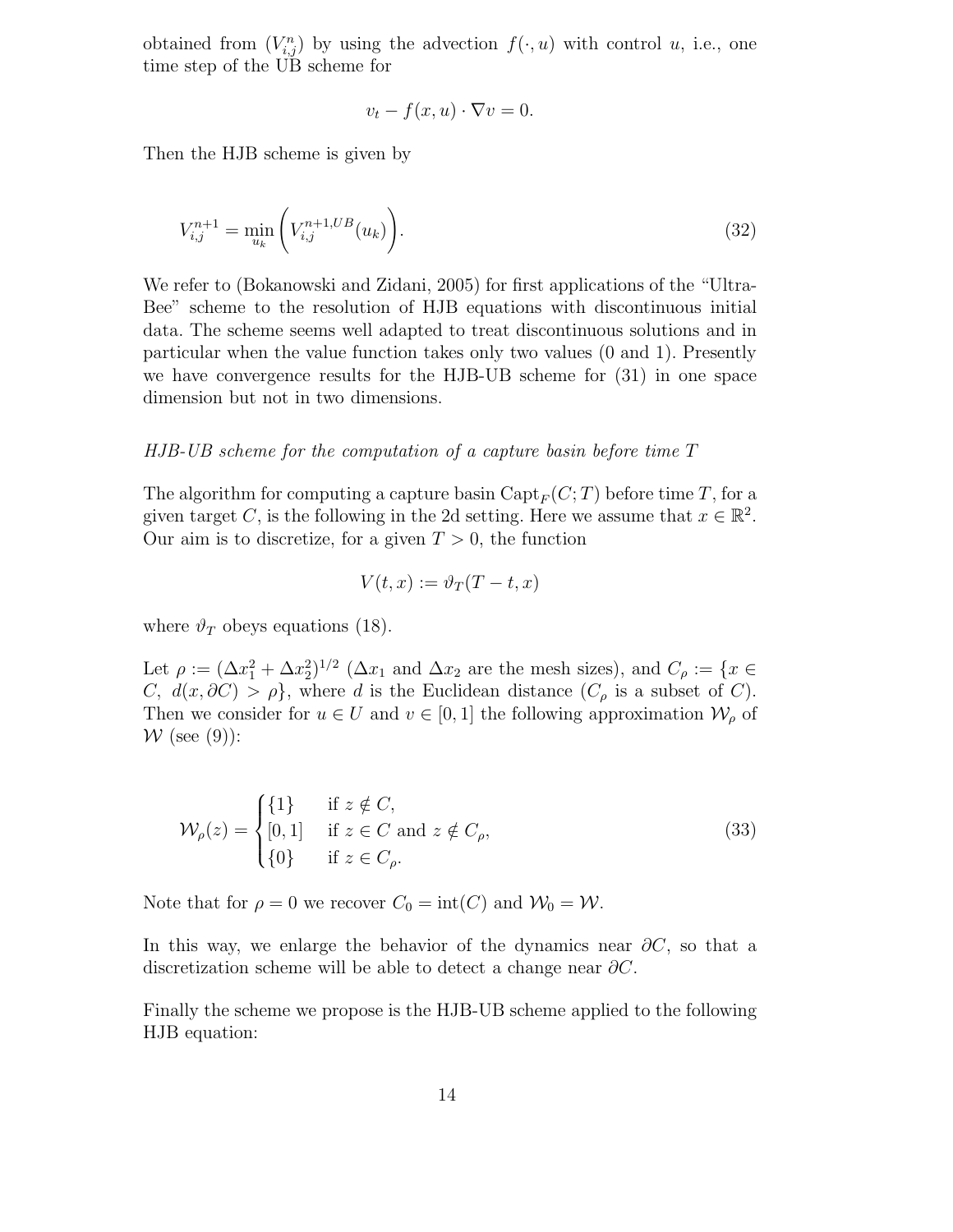obtained from $(V_{i,j}^n)$ by using the advection $f(\cdot, u)$ with control $u$, i.e., one time step of the UB scheme for

$$v_t - f(x, u) \cdot \nabla v = 0.$$

Then the HJB scheme is given by

$$V_{i,j}^{n+1} = \min_{u_k} \left( V_{i,j}^{n+1,UB}(u_k) \right). \tag{32}$$

We refer to (Bokanowski and Zidani, 2005) for first applications of the "Ultra-Bee" scheme to the resolution of HJB equations with discontinuous initial data. The scheme seems well adapted to treat discontinuous solutions and in particular when the value function takes only two values (0 and 1). Presently we have convergence results for the HJB-UB scheme for (31) in one space dimension but not in two dimensions.

*HJB-UB scheme for the computation of a capture basin before time $T$*

The algorithm for computing a capture basin $\mathrm{Capt}_F(C; T)$ before time $T$, for a given target $C$, is the following in the 2d setting. Here we assume that $x \in \mathbb{R}^2$. Our aim is to discretize, for a given $T > 0$, the function

$$V(t, x) := \vartheta_T(T - t, x)$$

where $\vartheta_T$ obeys equations (18).

Let $\rho := (\Delta x_1^2 + \Delta x_2^2)^{1/2}$ ($\Delta x_1$ and $\Delta x_2$ are the mesh sizes), and $C_\rho := \{x \in C,\ d(x, \partial C) > \rho\}$, where $d$ is the Euclidean distance ($C_\rho$ is a subset of $C$). Then we consider for $u \in U$ and $v \in [0, 1]$ the following approximation $\mathcal{W}_\rho$ of $\mathcal{W}$ (see (9)):

$$\mathcal{W}_\rho(z) = \begin{cases} \{1\} & \text{if } z \notin C, \\ [0,1] & \text{if } z \in C \text{ and } z \notin C_\rho, \\ \{0\} & \text{if } z \in C_\rho. \end{cases} \tag{33}$$

Note that for $\rho = 0$ we recover $C_0 = \mathrm{int}(C)$ and $\mathcal{W}_0 = \mathcal{W}$.

In this way, we enlarge the behavior of the dynamics near $\partial C$, so that a discretization scheme will be able to detect a change near $\partial C$.

Finally the scheme we propose is the HJB-UB scheme applied to the following HJB equation: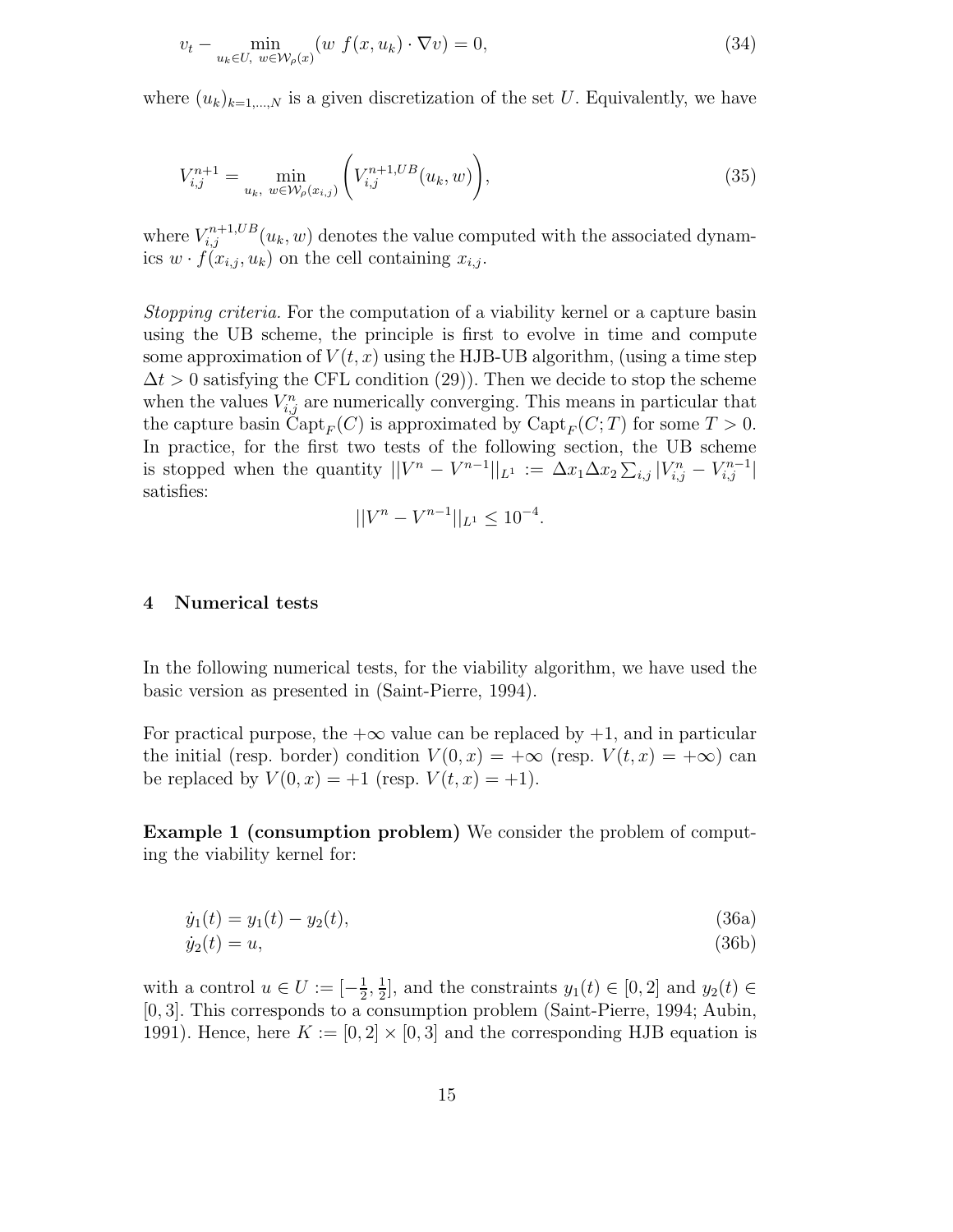$$v_t - \min_{u_k \in U,\ w \in \mathcal{W}_\rho(x)} (w\ f(x, u_k) \cdot \nabla v) = 0, \tag{34}$$

where $(u_k)_{k=1,\dots,N}$ is a given discretization of the set $U$. Equivalently, we have

$$V_{i,j}^{n+1} = \min_{u_k,\ w \in \mathcal{W}_\rho(x_{i,j})} \left( V_{i,j}^{n+1,UB}(u_k, w) \right), \tag{35}$$

where $V_{i,j}^{n+1,UB}(u_k, w)$ denotes the value computed with the associated dynamics $w \cdot f(x_{i,j}, u_k)$ on the cell containing $x_{i,j}$.

*Stopping criteria.* For the computation of a viability kernel or a capture basin using the UB scheme, the principle is first to evolve in time and compute some approximation of $V(t, x)$ using the HJB-UB algorithm, (using a time step $\Delta t > 0$ satisfying the CFL condition (29)). Then we decide to stop the scheme when the values $V_{i,j}^n$ are numerically converging. This means in particular that the capture basin $\mathrm{Capt}_F(C)$ is approximated by $\mathrm{Capt}_F(C; T)$ for some $T > 0$. In practice, for the first two tests of the following section, the UB scheme is stopped when the quantity $||V^n - V^{n-1}||_{L^1} := \Delta x_1 \Delta x_2 \sum_{i,j} |V_{i,j}^n - V_{i,j}^{n-1}|$ satisfies:

$$||V^n - V^{n-1}||_{L^1} \leq 10^{-4}.$$

## 4 Numerical tests

In the following numerical tests, for the viability algorithm, we have used the basic version as presented in (Saint-Pierre, 1994).

For practical purpose, the $+\infty$ value can be replaced by $+1$, and in particular the initial (resp. border) condition $V(0, x) = +\infty$ (resp. $V(t, x) = +\infty$) can be replaced by $V(0, x) = +1$ (resp. $V(t, x) = +1$).

**Example 1 (consumption problem)** We consider the problem of computing the viability kernel for:

$$\dot{y}_1(t) = y_1(t) - y_2(t), \tag{36a}$$

$$\dot{y}_2(t) = u, \tag{36b}$$

with a control $u \in U := [-\frac{1}{2}, \frac{1}{2}]$, and the constraints $y_1(t) \in [0, 2]$ and $y_2(t) \in [0, 3]$. This corresponds to a consumption problem (Saint-Pierre, 1994; Aubin, 1991). Hence, here $K := [0, 2] \times [0, 3]$ and the corresponding HJB equation is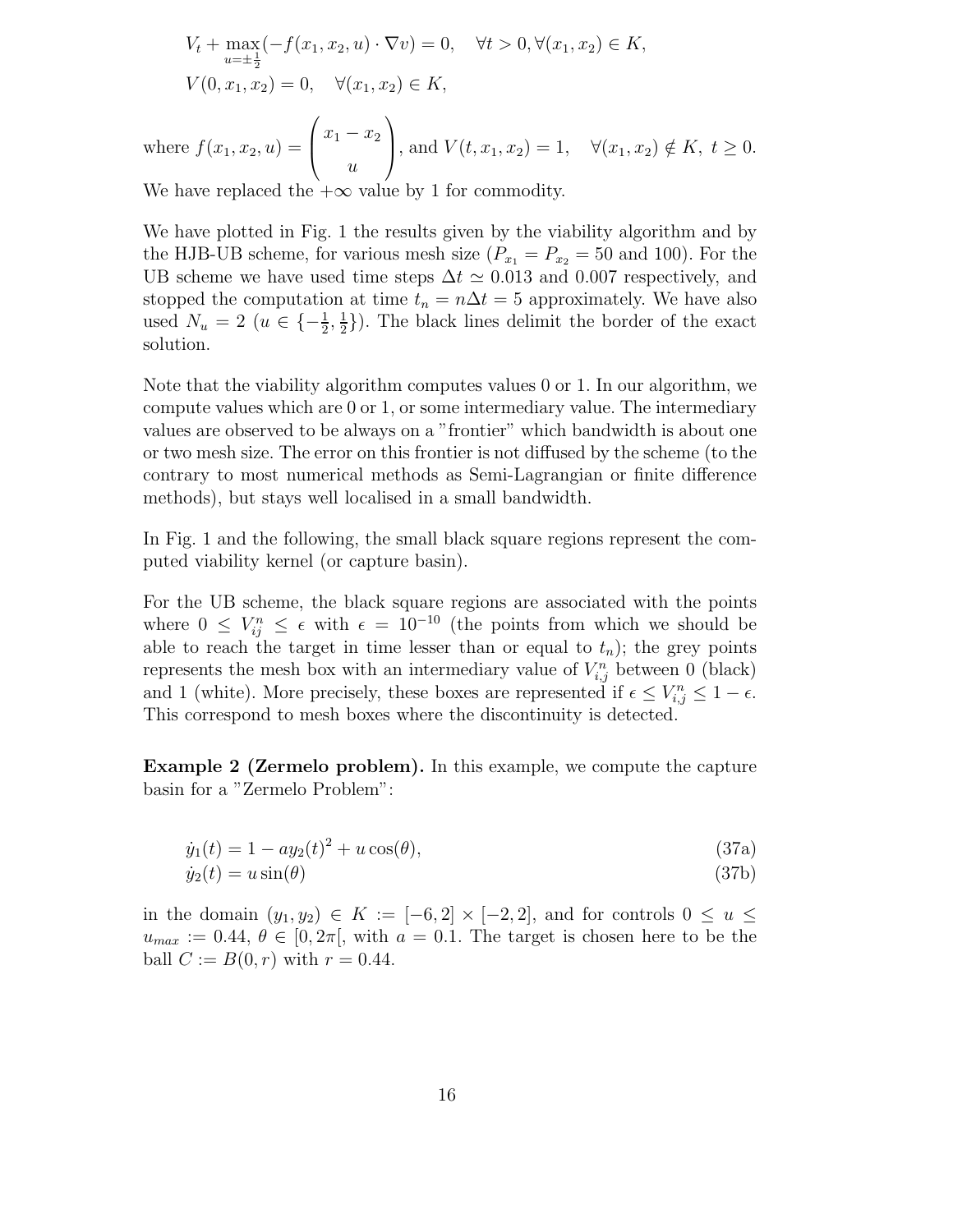$$V_t + \max_{u=\pm\frac{1}{2}}(-f(x_1,x_2,u)\cdot\nabla v) = 0, \quad \forall t>0, \forall (x_1,x_2)\in K,$$
$$V(0,x_1,x_2) = 0, \quad \forall (x_1,x_2)\in K,$$

where $f(x_1,x_2,u) = \begin{pmatrix} x_1 - x_2 \\ u \end{pmatrix}$, and $V(t,x_1,x_2) = 1, \quad \forall (x_1,x_2)\notin K,\ t\geq 0.$
We have replaced the $+\infty$ value by 1 for commodity.

We have plotted in Fig. 1 the results given by the viability algorithm and by the HJB-UB scheme, for various mesh size ($P_{x_1} = P_{x_2} = 50$ and 100). For the UB scheme we have used time steps $\Delta t \simeq 0.013$ and 0.007 respectively, and stopped the computation at time $t_n = n\Delta t = 5$ approximately. We have also used $N_u = 2$ ($u \in \{-\frac{1}{2}, \frac{1}{2}\}$). The black lines delimit the border of the exact solution.

Note that the viability algorithm computes values 0 or 1. In our algorithm, we compute values which are 0 or 1, or some intermediary value. The intermediary values are observed to be always on a "frontier" which bandwidth is about one or two mesh size. The error on this frontier is not diffused by the scheme (to the contrary to most numerical methods as Semi-Lagrangian or finite difference methods), but stays well localised in a small bandwidth.

In Fig. 1 and the following, the small black square regions represent the computed viability kernel (or capture basin).

For the UB scheme, the black square regions are associated with the points where $0 \leq V^n_{ij} \leq \epsilon$ with $\epsilon = 10^{-10}$ (the points from which we should be able to reach the target in time lesser than or equal to $t_n$); the grey points represents the mesh box with an intermediary value of $V^n_{i,j}$ between 0 (black) and 1 (white). More precisely, these boxes are represented if $\epsilon \leq V^n_{i,j} \leq 1-\epsilon$. This correspond to mesh boxes where the discontinuity is detected.

**Example 2 (Zermelo problem).** In this example, we compute the capture basin for a "Zermelo Problem":

$$\dot{y}_1(t) = 1 - a y_2(t)^2 + u\cos(\theta), \tag{37a}$$
$$\dot{y}_2(t) = u\sin(\theta) \tag{37b}$$

in the domain $(y_1,y_2) \in K := [-6,2]\times[-2,2]$, and for controls $0 \leq u \leq u_{max} := 0.44$, $\theta \in [0,2\pi[$, with $a = 0.1$. The target is chosen here to be the ball $C := B(0,r)$ with $r = 0.44$.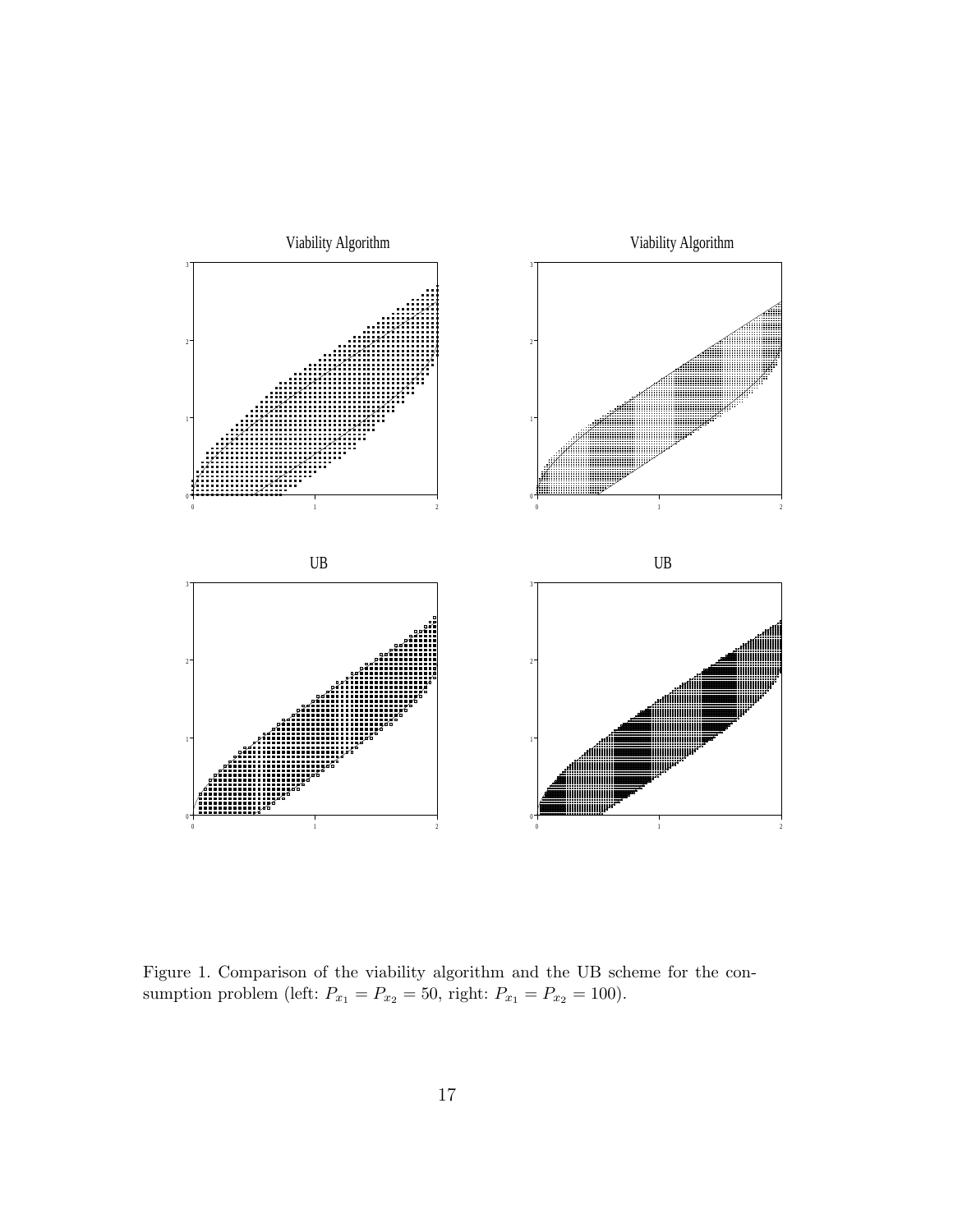Figure 1. Comparison of the viability algorithm and the UB scheme for the consumption problem (left: $P_{x_1} = P_{x_2} = 50$, right: $P_{x_1} = P_{x_2} = 100$).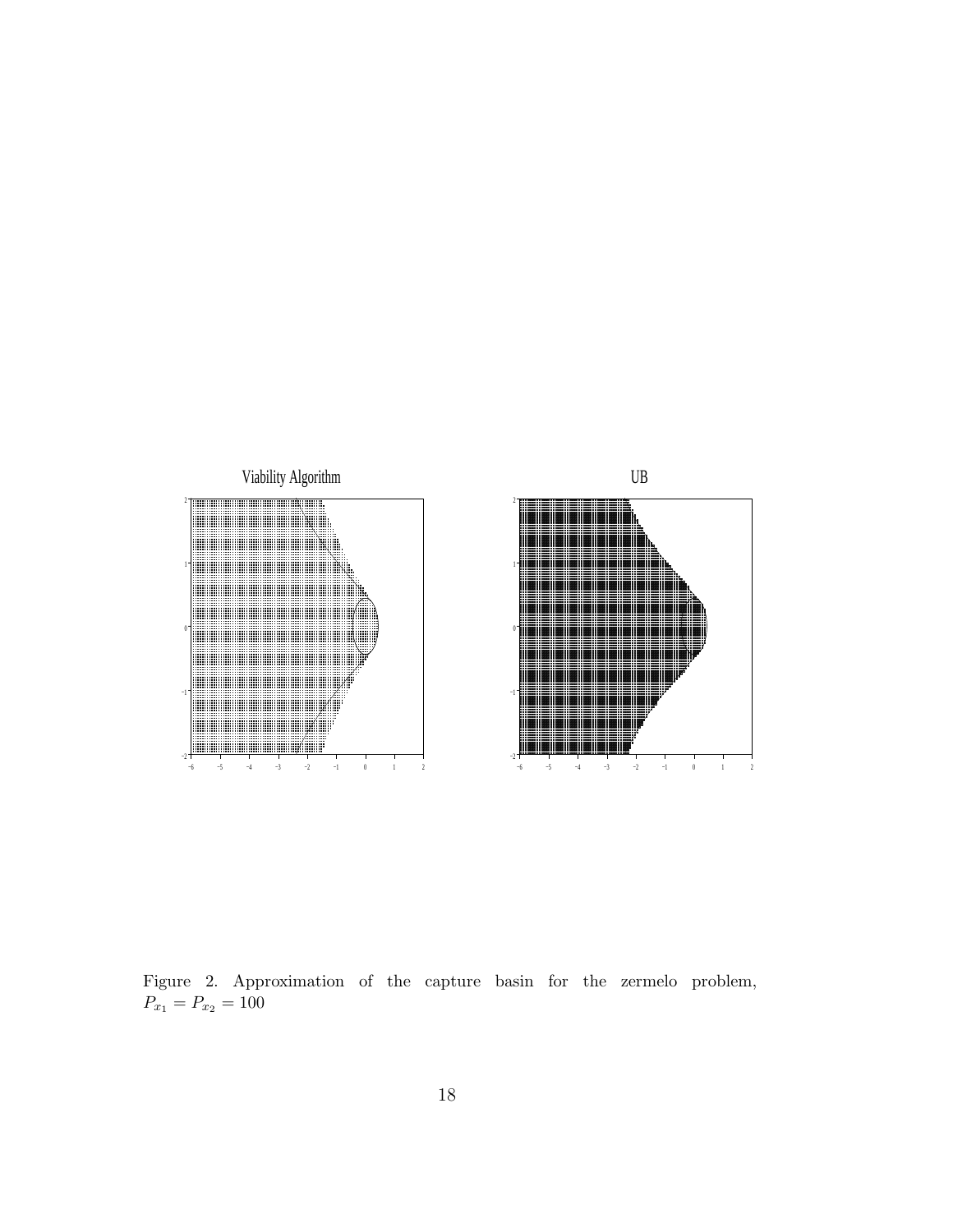Figure 2. Approximation of the capture basin for the zermelo problem, $P_{x_1} = P_{x_2} = 100$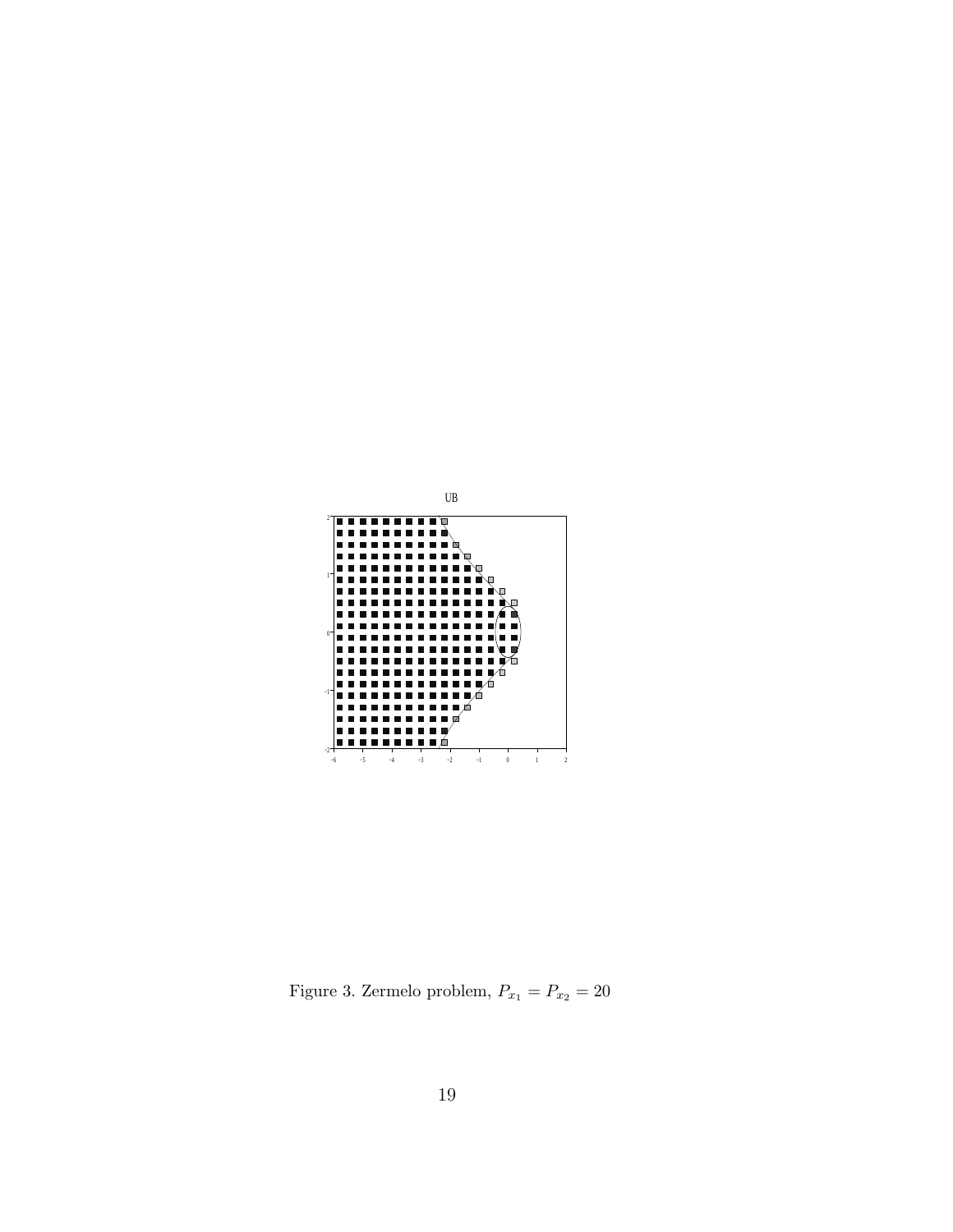Figure 3. Zermelo problem, $P_{x_1} = P_{x_2} = 20$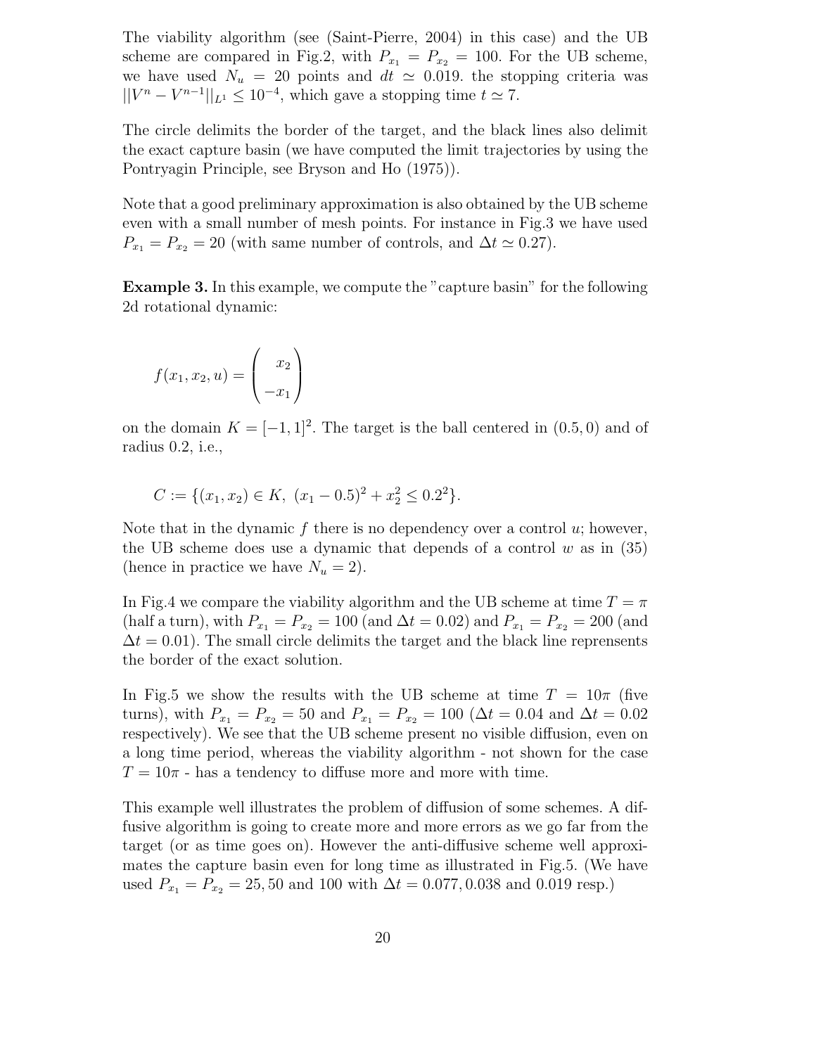The viability algorithm (see (Saint-Pierre, 2004) in this case) and the UB scheme are compared in Fig.2, with $P_{x_1} = P_{x_2} = 100$. For the UB scheme, we have used $N_u = 20$ points and $dt \simeq 0.019$. the stopping criteria was $||V^n - V^{n-1}||_{L^1} \leq 10^{-4}$, which gave a stopping time $t \simeq 7$.

The circle delimits the border of the target, and the black lines also delimit the exact capture basin (we have computed the limit trajectories by using the Pontryagin Principle, see Bryson and Ho (1975)).

Note that a good preliminary approximation is also obtained by the UB scheme even with a small number of mesh points. For instance in Fig.3 we have used $P_{x_1} = P_{x_2} = 20$ (with same number of controls, and $\Delta t \simeq 0.27$).

**Example 3.** In this example, we compute the "capture basin" for the following 2d rotational dynamic:

$$f(x_1, x_2, u) = \begin{pmatrix} x_2 \\ -x_1 \end{pmatrix}$$

on the domain $K = [-1, 1]^2$. The target is the ball centered in $(0.5, 0)$ and of radius 0.2, i.e.,

$$C := \{(x_1, x_2) \in K,\ (x_1 - 0.5)^2 + x_2^2 \leq 0.2^2\}.$$

Note that in the dynamic $f$ there is no dependency over a control $u$; however, the UB scheme does use a dynamic that depends of a control $w$ as in (35) (hence in practice we have $N_u = 2$).

In Fig.4 we compare the viability algorithm and the UB scheme at time $T = \pi$ (half a turn), with $P_{x_1} = P_{x_2} = 100$ (and $\Delta t = 0.02$) and $P_{x_1} = P_{x_2} = 200$ (and $\Delta t = 0.01$). The small circle delimits the target and the black line reprensents the border of the exact solution.

In Fig.5 we show the results with the UB scheme at time $T = 10\pi$ (five turns), with $P_{x_1} = P_{x_2} = 50$ and $P_{x_1} = P_{x_2} = 100$ ($\Delta t = 0.04$ and $\Delta t = 0.02$ respectively). We see that the UB scheme present no visible diffusion, even on a long time period, whereas the viability algorithm - not shown for the case $T = 10\pi$ - has a tendency to diffuse more and more with time.

This example well illustrates the problem of diffusion of some schemes. A diffusive algorithm is going to create more and more errors as we go far from the target (or as time goes on). However the anti-diffusive scheme well approximates the capture basin even for long time as illustrated in Fig.5. (We have used $P_{x_1} = P_{x_2} = 25, 50$ and $100$ with $\Delta t = 0.077, 0.038$ and $0.019$ resp.)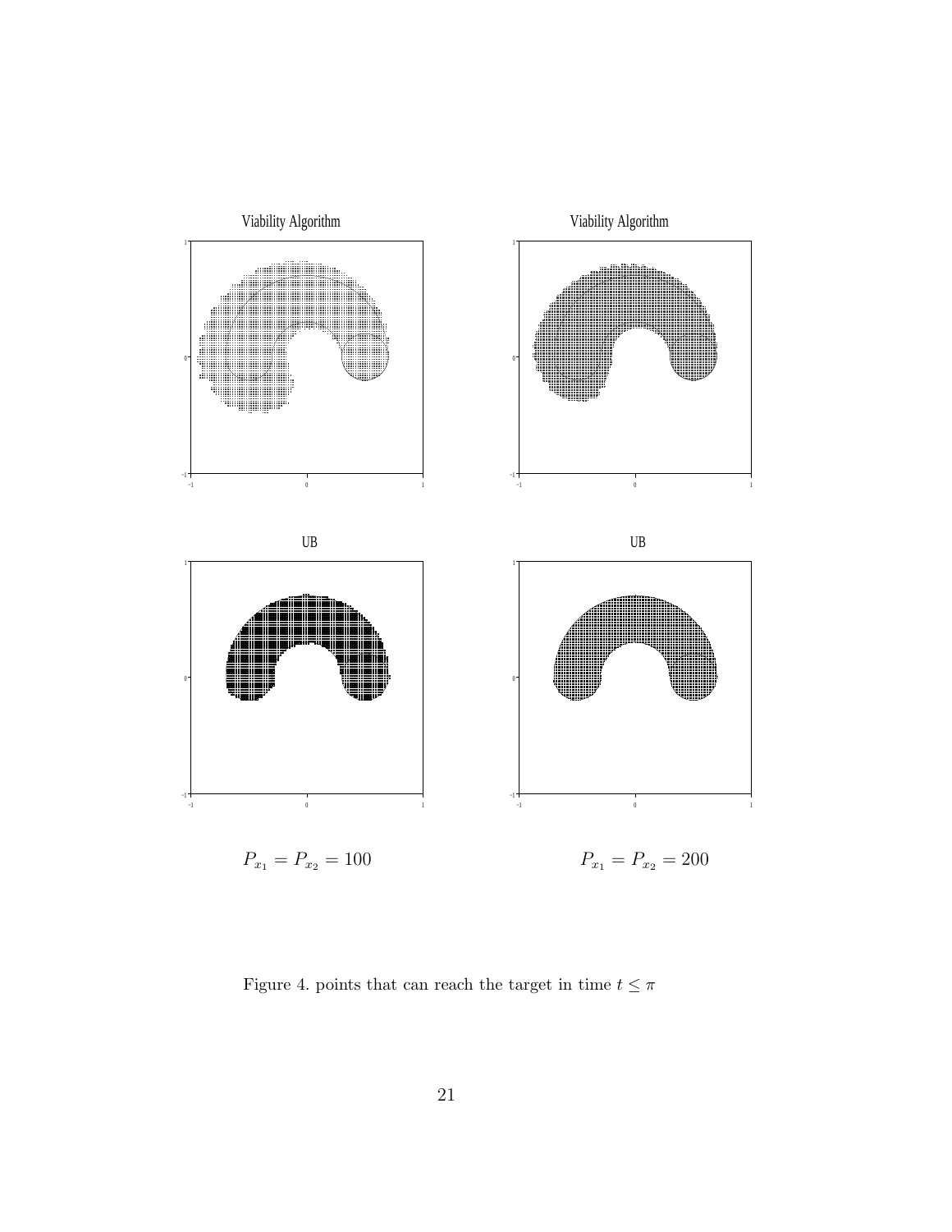Viability Algorithm

Viability Algorithm

UB

UB

$P_{x_1} = P_{x_2} = 100$

$P_{x_1} = P_{x_2} = 200$

Figure 4. points that can reach the target in time $t \leq \pi$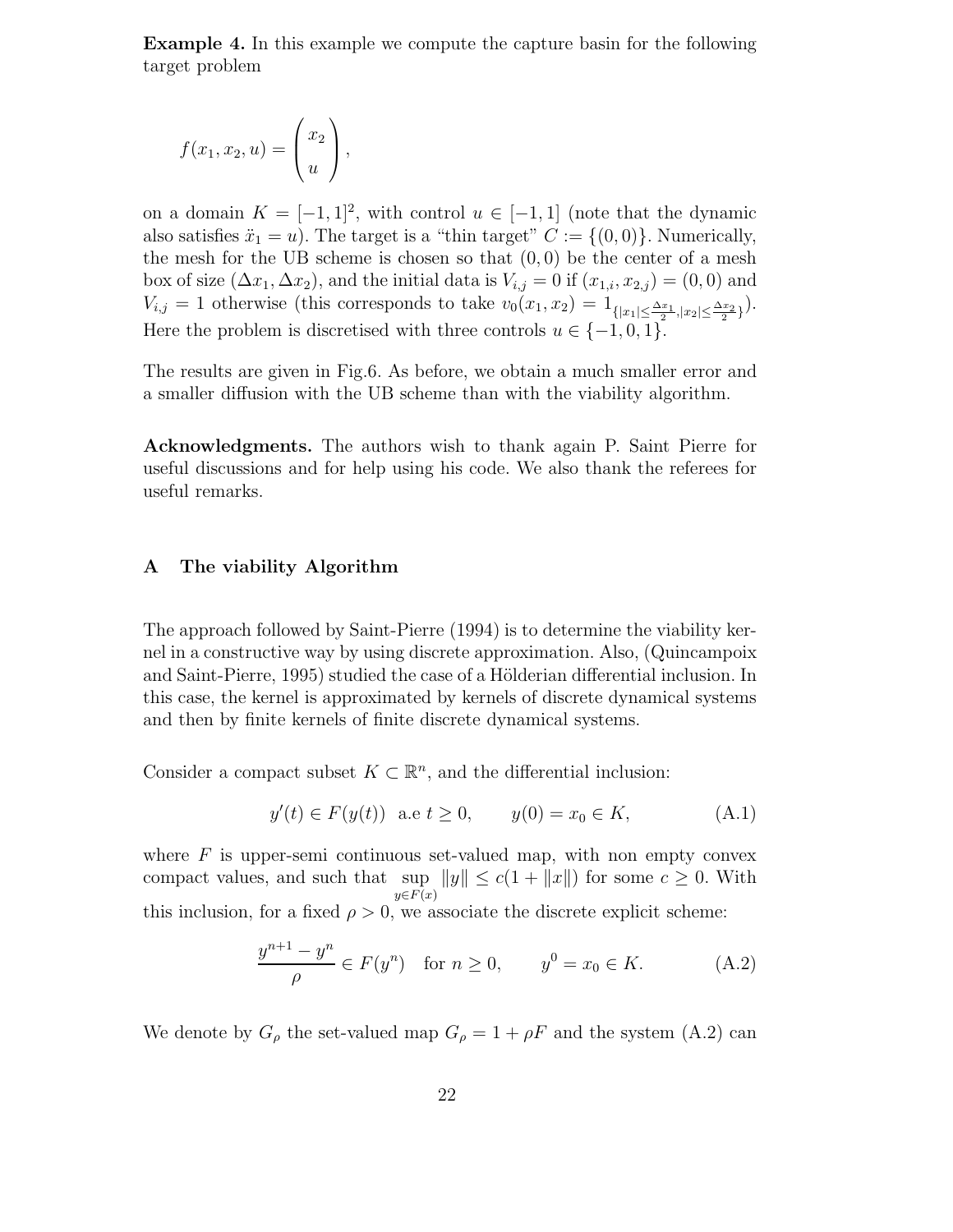**Example 4.** In this example we compute the capture basin for the following target problem

$$f(x_1, x_2, u) = \begin{pmatrix} x_2 \\ u \end{pmatrix},$$

on a domain $K = [-1, 1]^2$, with control $u \in [-1, 1]$ (note that the dynamic also satisfies $\ddot{x}_1 = u$). The target is a "thin target" $C := \{(0, 0)\}$. Numerically, the mesh for the UB scheme is chosen so that $(0, 0)$ be the center of a mesh box of size $(\Delta x_1, \Delta x_2)$, and the initial data is $V_{i,j} = 0$ if $(x_{1,i}, x_{2,j}) = (0, 0)$ and $V_{i,j} = 1$ otherwise (this corresponds to take $v_0(x_1, x_2) = 1_{\{|x_1| \leq \frac{\Delta x_1}{2}, |x_2| \leq \frac{\Delta x_2}{2}\}}$). Here the problem is discretised with three controls $u \in \{-1, 0, 1\}$.

The results are given in Fig.6. As before, we obtain a much smaller error and a smaller diffusion with the UB scheme than with the viability algorithm.

**Acknowledgments.** The authors wish to thank again P. Saint Pierre for useful discussions and for help using his code. We also thank the referees for useful remarks.

## A The viability Algorithm

The approach followed by Saint-Pierre (1994) is to determine the viability kernel in a constructive way by using discrete approximation. Also, (Quincampoix and Saint-Pierre, 1995) studied the case of a Hölderian differential inclusion. In this case, the kernel is approximated by kernels of discrete dynamical systems and then by finite kernels of finite discrete dynamical systems.

Consider a compact subset $K \subset \mathbb{R}^n$, and the differential inclusion:

$$y'(t) \in F(y(t)) \ \text{ a.e } t \geq 0, \qquad y(0) = x_0 \in K, \tag{A.1}$$

where $F$ is upper-semi continuous set-valued map, with non empty convex compact values, and such that $\sup_{y \in F(x)} \|y\| \leq c(1 + \|x\|)$ for some $c \geq 0$. With this inclusion, for a fixed $\rho > 0$, we associate the discrete explicit scheme:

$$\frac{y^{n+1} - y^n}{\rho} \in F(y^n) \quad \text{for } n \geq 0, \qquad y^0 = x_0 \in K. \tag{A.2}$$

We denote by $G_\rho$ the set-valued map $G_\rho = 1 + \rho F$ and the system (A.2) can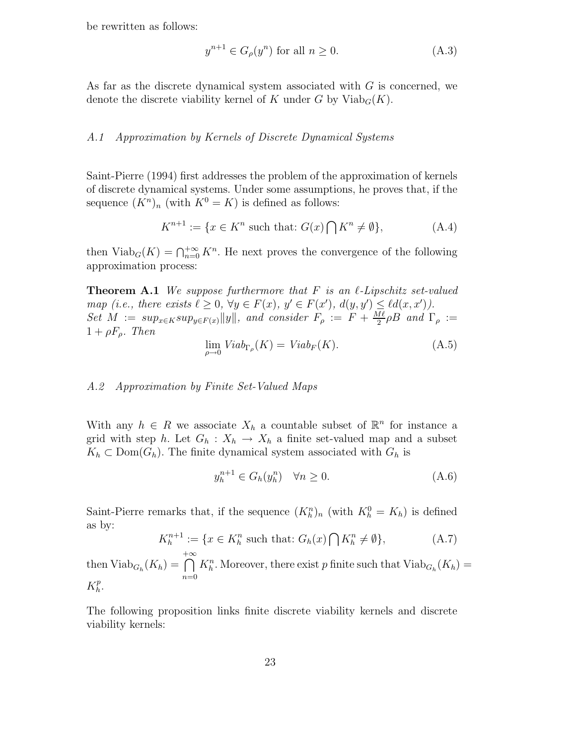be rewritten as follows:

$$y^{n+1} \in G_\rho(y^n) \text{ for all } n \geq 0. \tag{A.3}$$

As far as the discrete dynamical system associated with $G$ is concerned, we denote the discrete viability kernel of $K$ under $G$ by $\mathrm{Viab}_G(K)$.

### *A.1 Approximation by Kernels of Discrete Dynamical Systems*

Saint-Pierre (1994) first addresses the problem of the approximation of kernels of discrete dynamical systems. Under some assumptions, he proves that, if the sequence $(K^n)_n$ (with $K^0 = K$) is defined as follows:

$$K^{n+1} := \{x \in K^n \text{ such that: } G(x) \bigcap K^n \neq \emptyset\}, \tag{A.4}$$

then $\mathrm{Viab}_G(K) = \bigcap_{n=0}^{+\infty} K^n$. He next proves the convergence of the following approximation process:

**Theorem A.1** *We suppose furthermore that $F$ is an $\ell$-Lipschitz set-valued map (i.e., there exists $\ell \geq 0$, $\forall y \in F(x)$, $y' \in F(x')$, $d(y, y') \leq \ell d(x, x')$). Set $M := sup_{x \in K} sup_{y \in F(x)} \|y\|$, and consider $F_\rho := F + \frac{M\ell}{2}\rho B$ and $\Gamma_\rho := 1 + \rho F_\rho$. Then*

$$\lim_{\rho \to 0} Viab_{\Gamma_\rho}(K) = Viab_F(K). \tag{A.5}$$

### *A.2 Approximation by Finite Set-Valued Maps*

With any $h \in R$ we associate $X_h$ a countable subset of $\mathbb{R}^n$ for instance a grid with step $h$. Let $G_h : X_h \to X_h$ a finite set-valued map and a subset $K_h \subset \mathrm{Dom}(G_h)$. The finite dynamical system associated with $G_h$ is

$$y_h^{n+1} \in G_h(y_h^n) \quad \forall n \geq 0. \tag{A.6}$$

Saint-Pierre remarks that, if the sequence $(K_h^n)_n$ (with $K_h^0 = K_h$) is defined as by:

$$K_h^{n+1} := \{x \in K_h^n \text{ such that: } G_h(x) \bigcap K_h^n \neq \emptyset\}, \tag{A.7}$$

then $\mathrm{Viab}_{G_h}(K_h) = \bigcap_{n=0}^{+\infty} K_h^n$. Moreover, there exist $p$ finite such that $\mathrm{Viab}_{G_h}(K_h) = K_h^p$.

The following proposition links finite discrete viability kernels and discrete viability kernels: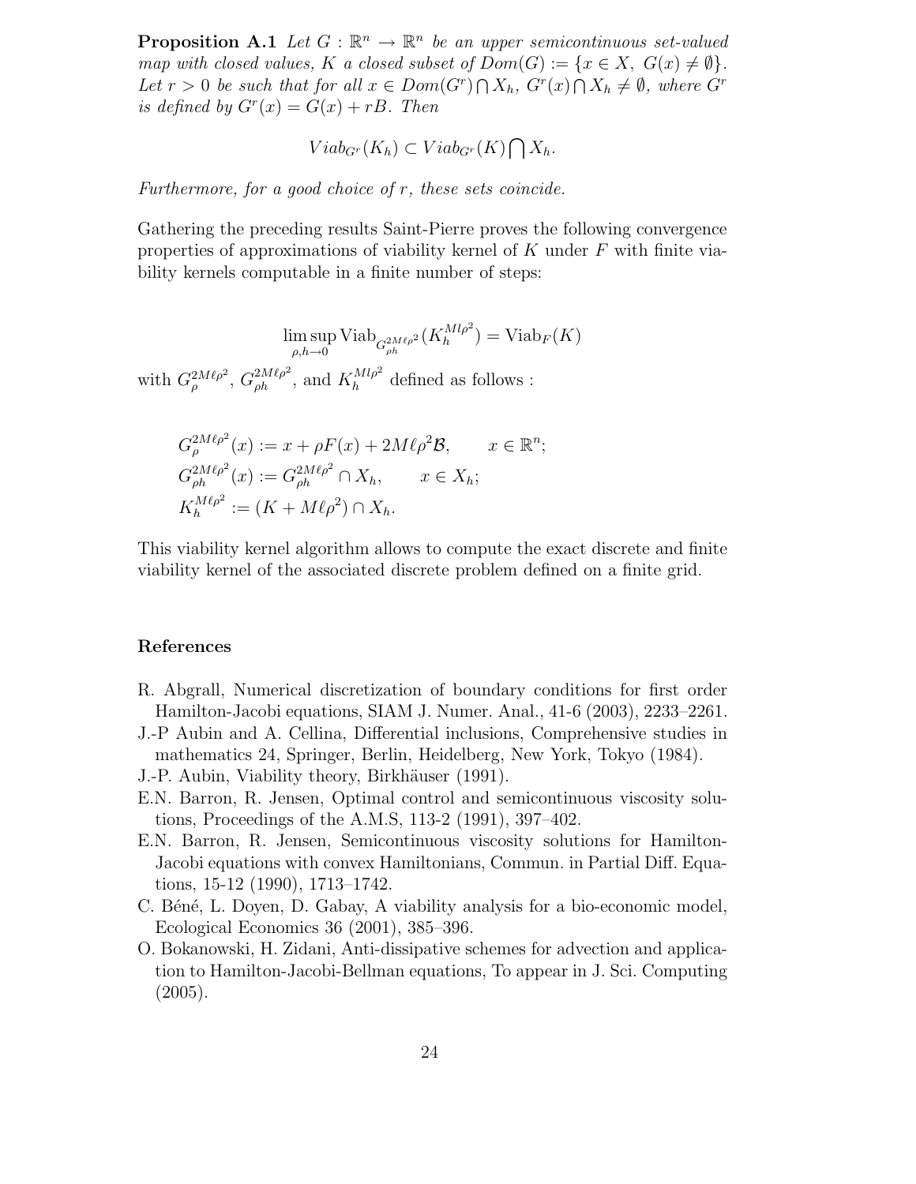**Proposition A.1** *Let $G : \mathbb{R}^n \to \mathbb{R}^n$ be an upper semicontinuous set-valued map with closed values, $K$ a closed subset of $Dom(G) := \{x \in X,\ G(x) \neq \emptyset\}$. Let $r > 0$ be such that for all $x \in Dom(G^r) \bigcap X_h$, $G^r(x) \bigcap X_h \neq \emptyset$, where $G^r$ is defined by $G^r(x) = G(x) + rB$. Then*

$$Viab_{G^r}(K_h) \subset Viab_{G^r}(K) \bigcap X_h.$$

*Furthermore, for a good choice of $r$, these sets coincide.*

Gathering the preceding results Saint-Pierre proves the following convergence properties of approximations of viability kernel of $K$ under $F$ with finite viability kernels computable in a finite number of steps:

$$\limsup_{\rho,h\to 0} \mathrm{Viab}_{G_{\rho h}^{2M\ell\rho^2}}(K_h^{Ml\rho^2}) = \mathrm{Viab}_F(K)$$

with $G_\rho^{2M\ell\rho^2}$, $G_{\rho h}^{2M\ell\rho^2}$, and $K_h^{M\ell\rho^2}$ defined as follows :

$$
\begin{aligned}
&G_\rho^{2M\ell\rho^2}(x) := x + \rho F(x) + 2M\ell\rho^2\mathcal{B}, \qquad x \in \mathbb{R}^n;\\
&G_{\rho h}^{2M\ell\rho^2}(x) := G_{\rho h}^{2M\ell\rho^2} \cap X_h, \qquad x \in X_h;\\
&K_h^{M\ell\rho^2} := (K + M\ell\rho^2) \cap X_h.
\end{aligned}
$$

This viability kernel algorithm allows to compute the exact discrete and finite viability kernel of the associated discrete problem defined on a finite grid.

## References

R. Abgrall, Numerical discretization of boundary conditions for first order Hamilton-Jacobi equations, SIAM J. Numer. Anal., 41-6 (2003), 2233–2261.

J.-P Aubin and A. Cellina, Differential inclusions, Comprehensive studies in mathematics 24, Springer, Berlin, Heidelberg, New York, Tokyo (1984).

J.-P. Aubin, Viability theory, Birkhäuser (1991).

E.N. Barron, R. Jensen, Optimal control and semicontinuous viscosity solutions, Proceedings of the A.M.S, 113-2 (1991), 397–402.

E.N. Barron, R. Jensen, Semicontinuous viscosity solutions for Hamilton-Jacobi equations with convex Hamiltonians, Commun. in Partial Diff. Equations, 15-12 (1990), 1713–1742.

C. Béné, L. Doyen, D. Gabay, A viability analysis for a bio-economic model, Ecological Economics 36 (2001), 385–396.

O. Bokanowski, H. Zidani, Anti-dissipative schemes for advection and application to Hamilton-Jacobi-Bellman equations, To appear in J. Sci. Computing (2005).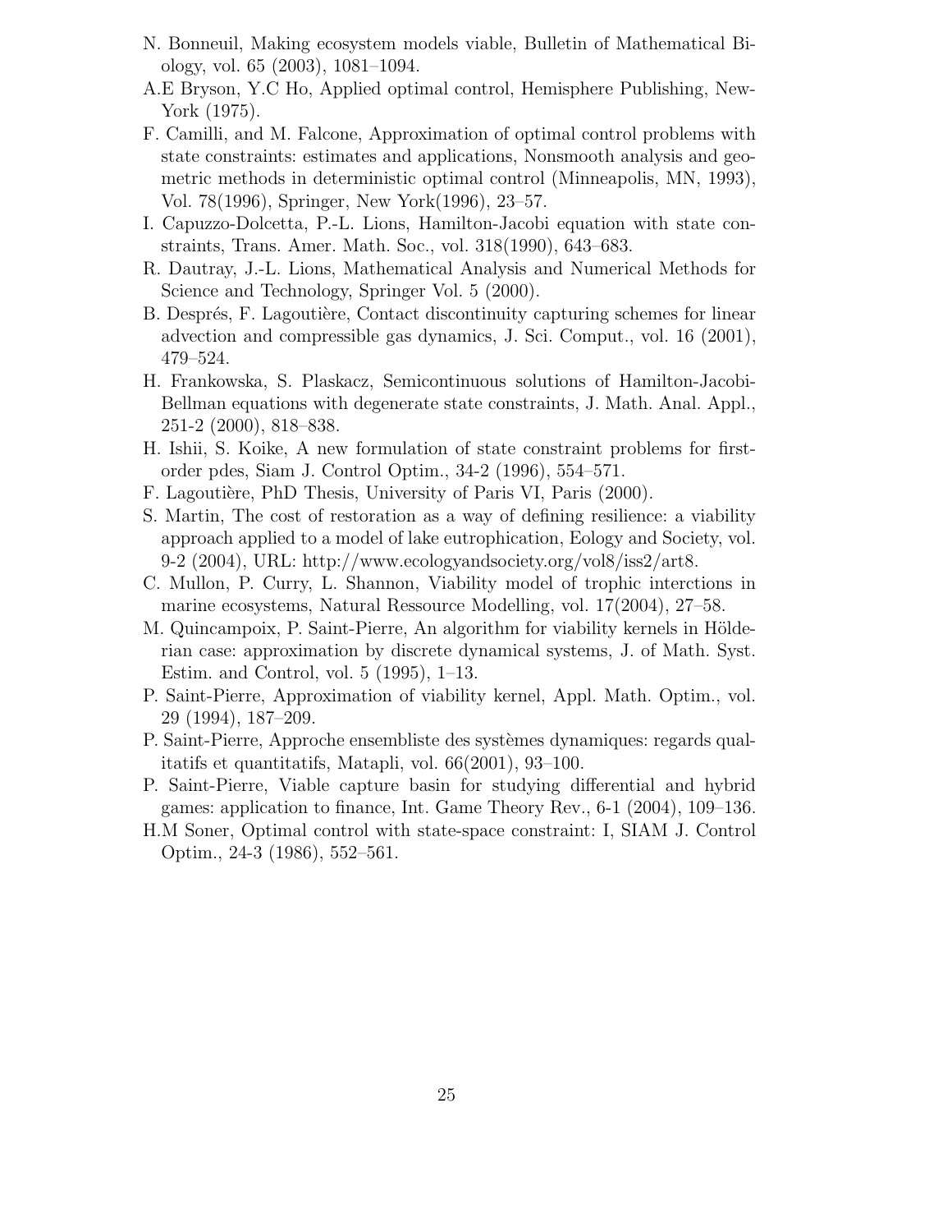N. Bonneuil, Making ecosystem models viable, Bulletin of Mathematical Biology, vol. 65 (2003), 1081–1094.

A.E Bryson, Y.C Ho, Applied optimal control, Hemisphere Publishing, New-York (1975).

F. Camilli, and M. Falcone, Approximation of optimal control problems with state constraints: estimates and applications, Nonsmooth analysis and geometric methods in deterministic optimal control (Minneapolis, MN, 1993), Vol. 78(1996), Springer, New York(1996), 23–57.

I. Capuzzo-Dolcetta, P.-L. Lions, Hamilton-Jacobi equation with state constraints, Trans. Amer. Math. Soc., vol. 318(1990), 643–683.

R. Dautray, J.-L. Lions, Mathematical Analysis and Numerical Methods for Science and Technology, Springer Vol. 5 (2000).

B. Després, F. Lagoutière, Contact discontinuity capturing schemes for linear advection and compressible gas dynamics, J. Sci. Comput., vol. 16 (2001), 479–524.

H. Frankowska, S. Plaskacz, Semicontinuous solutions of Hamilton-Jacobi-Bellman equations with degenerate state constraints, J. Math. Anal. Appl., 251-2 (2000), 818–838.

H. Ishii, S. Koike, A new formulation of state constraint problems for first-order pdes, Siam J. Control Optim., 34-2 (1996), 554–571.

F. Lagoutière, PhD Thesis, University of Paris VI, Paris (2000).

S. Martin, The cost of restoration as a way of defining resilience: a viability approach applied to a model of lake eutrophication, Eology and Society, vol. 9-2 (2004), URL: http://www.ecologyandsociety.org/vol8/iss2/art8.

C. Mullon, P. Curry, L. Shannon, Viability model of trophic interctions in marine ecosystems, Natural Ressource Modelling, vol. 17(2004), 27–58.

M. Quincampoix, P. Saint-Pierre, An algorithm for viability kernels in Hölderian case: approximation by discrete dynamical systems, J. of Math. Syst. Estim. and Control, vol. 5 (1995), 1–13.

P. Saint-Pierre, Approximation of viability kernel, Appl. Math. Optim., vol. 29 (1994), 187–209.

P. Saint-Pierre, Approche ensembliste des systèmes dynamiques: regards qualitatifs et quantitatifs, Matapli, vol. 66(2001), 93–100.

P. Saint-Pierre, Viable capture basin for studying differential and hybrid games: application to finance, Int. Game Theory Rev., 6-1 (2004), 109–136.

H.M Soner, Optimal control with state-space constraint: I, SIAM J. Control Optim., 24-3 (1986), 552–561.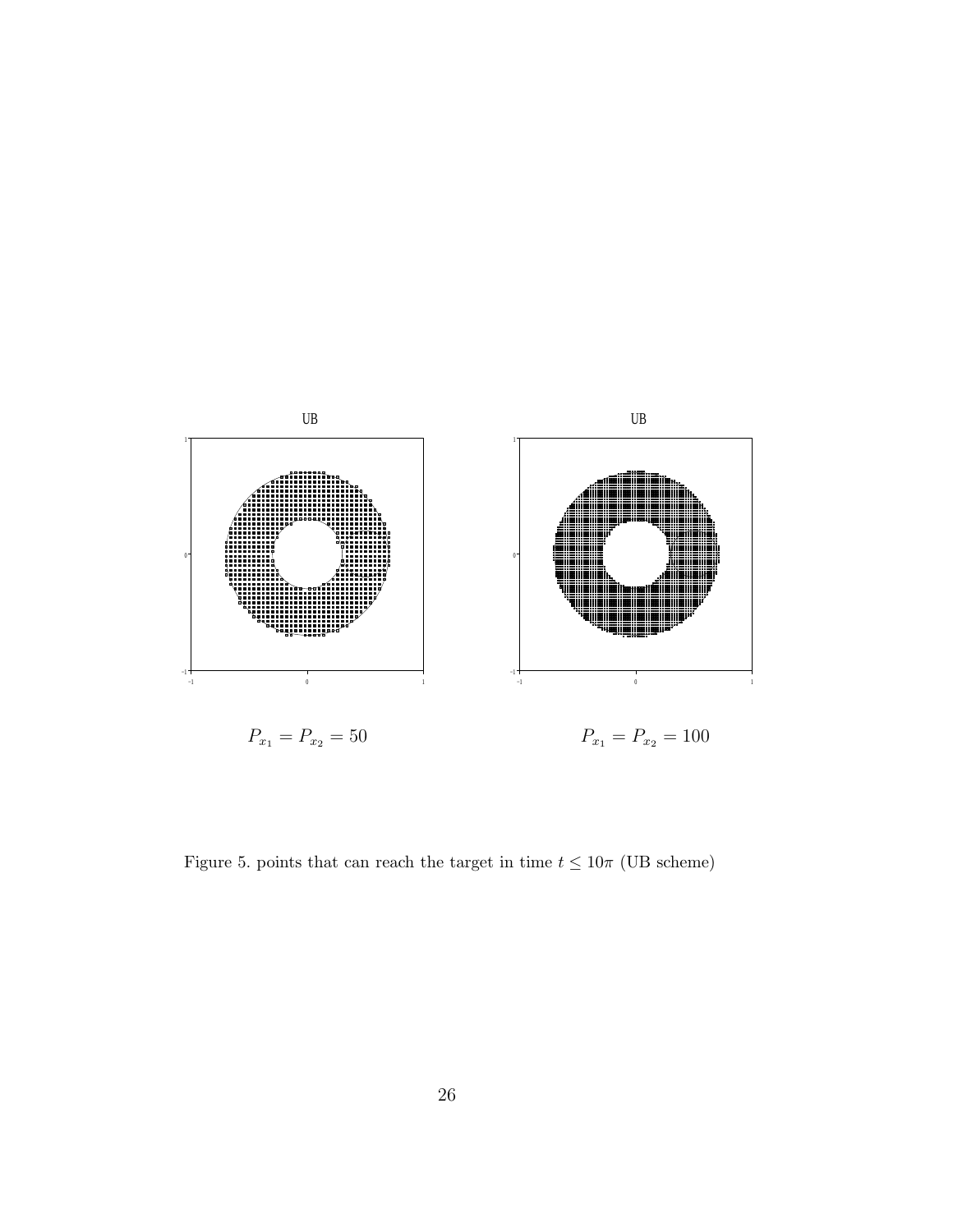UB

UB

$P_{x_1} = P_{x_2} = 50$

$P_{x_1} = P_{x_2} = 100$

Figure 5. points that can reach the target in time $t \leq 10\pi$ (UB scheme)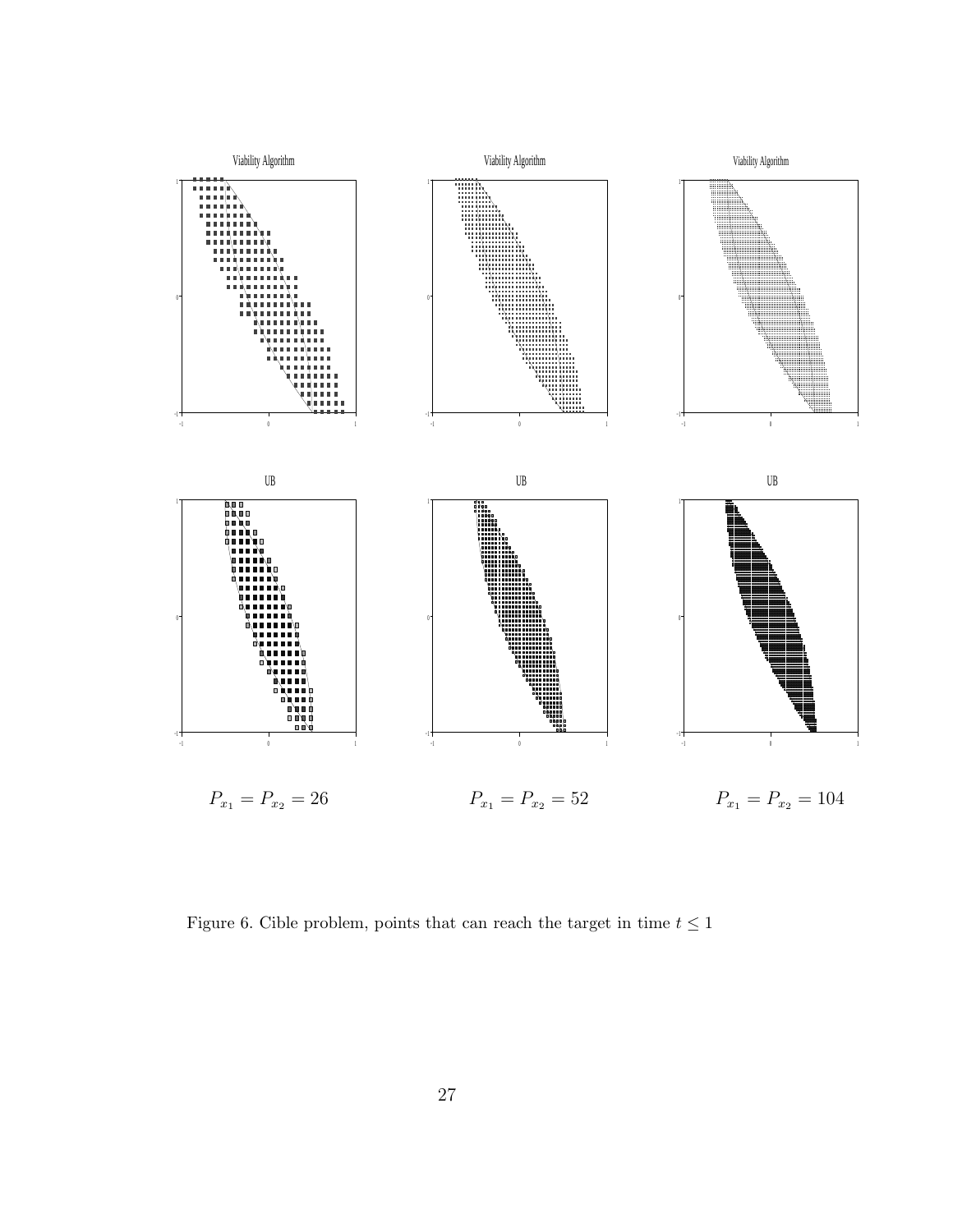Viability Algorithm

Viability Algorithm

Viability Algorithm

UB

UB

UB

$P_{x_1} = P_{x_2} = 26$

$P_{x_1} = P_{x_2} = 52$

$P_{x_1} = P_{x_2} = 104$

Figure 6. Cible problem, points that can reach the target in time $t \leq 1$